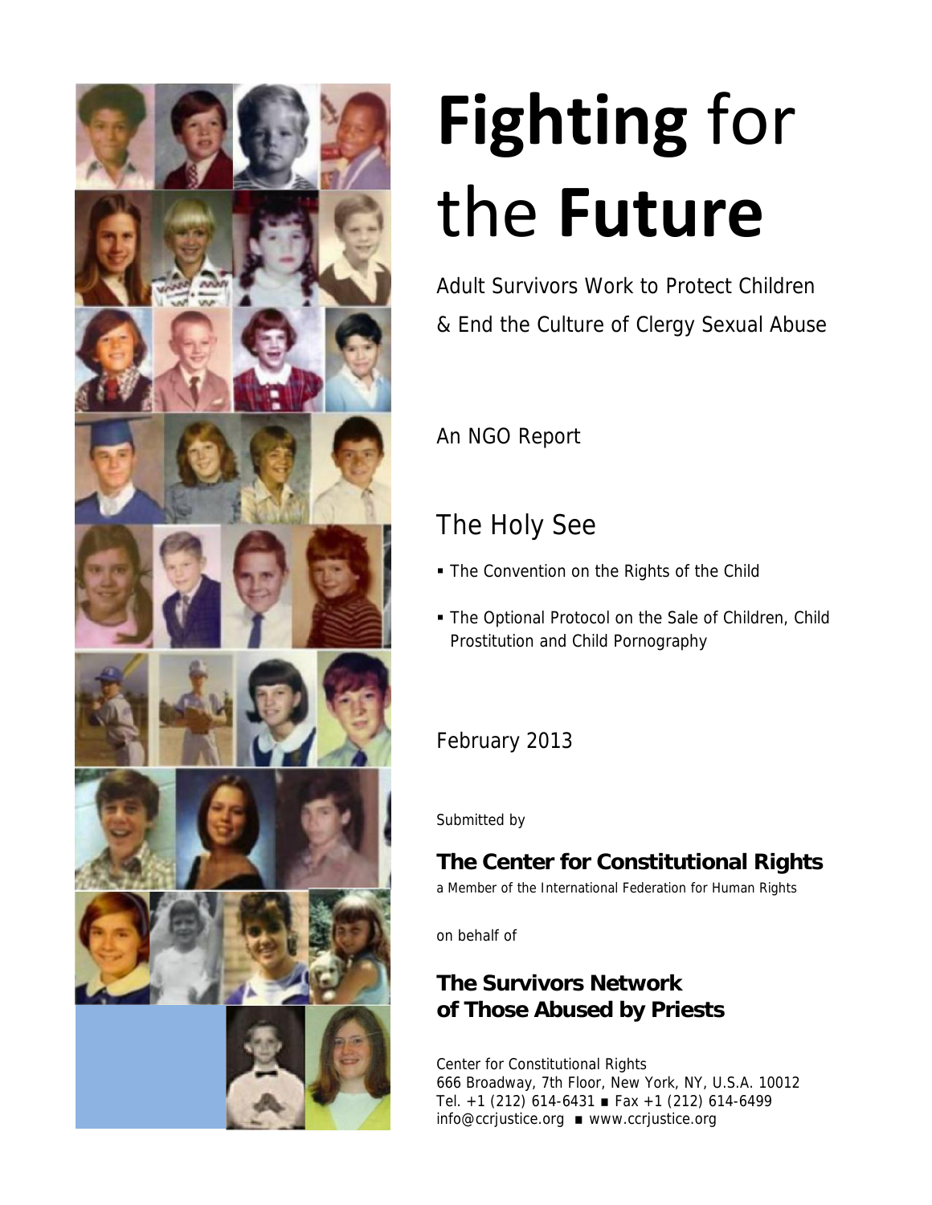# **Fighting** for the **Future**

Adult Survivors Work to Protect Children & End the Culture of Clergy Sexual Abuse

An NGO Report

## The Holy See

- The Convention on the Rights of the Child
- The Optional Protocol on the Sale of Children, Child Prostitution and Child Pornography

February 2013

Submitted by

**The Center for Constitutional Rights**

a Member of the International Federation for Human Rights

on behalf of

**The Survivors Network of Those Abused by Priests**

Center for Constitutional Rights
666 Broadway, 7th Floor, New York, NY, U.S.A. 10012
Tel. +1 (212) 614-6431 ■ Fax +1 (212) 614-6499
info@ccrjustice.org ■ www.ccrjustice.org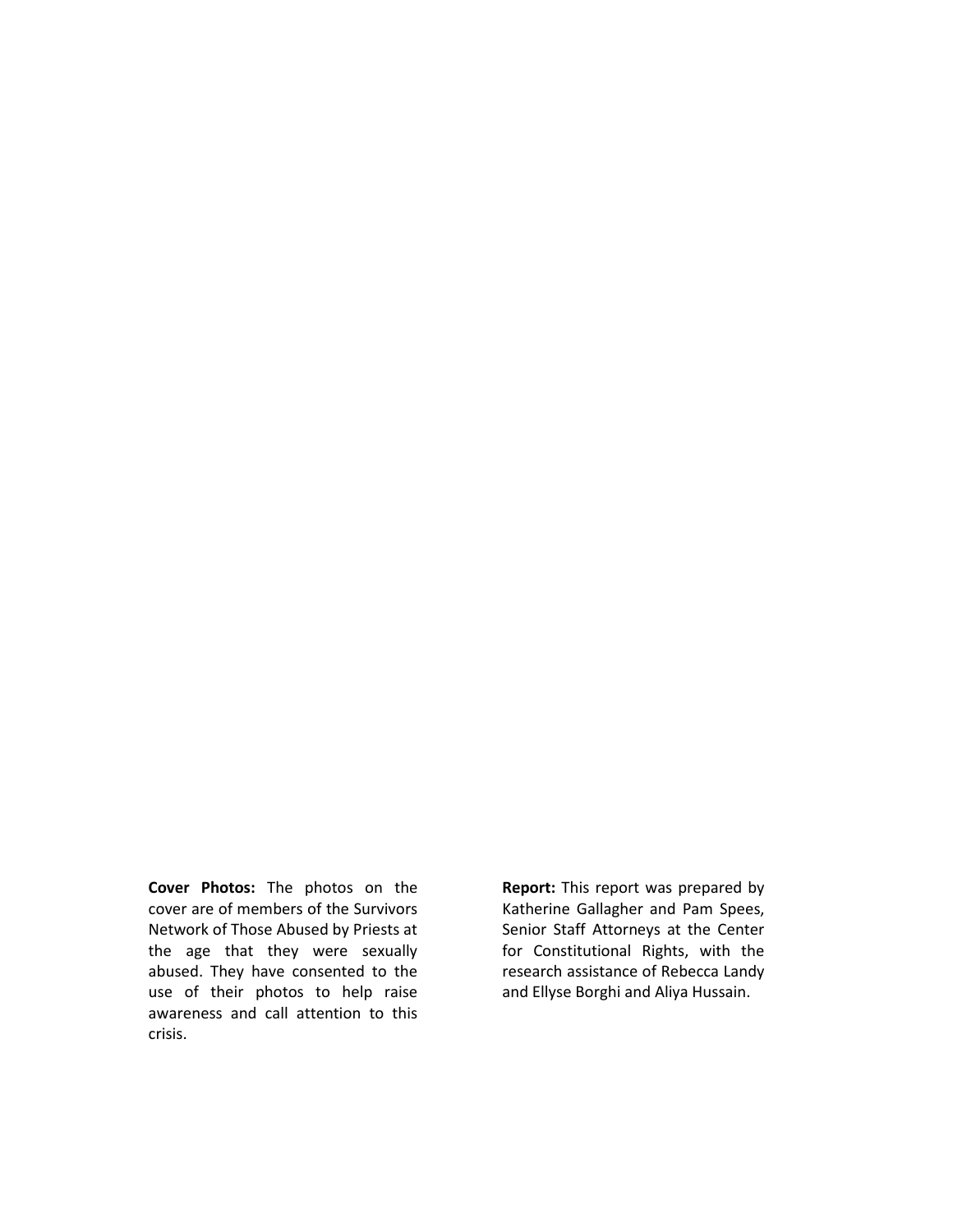**Cover Photos:** The photos on the cover are of members of the Survivors Network of Those Abused by Priests at the age that they were sexually abused. They have consented to the use of their photos to help raise awareness and call attention to this crisis.

**Report:** This report was prepared by Katherine Gallagher and Pam Spees, Senior Staff Attorneys at the Center for Constitutional Rights, with the research assistance of Rebecca Landy and Ellyse Borghi and Aliya Hussain.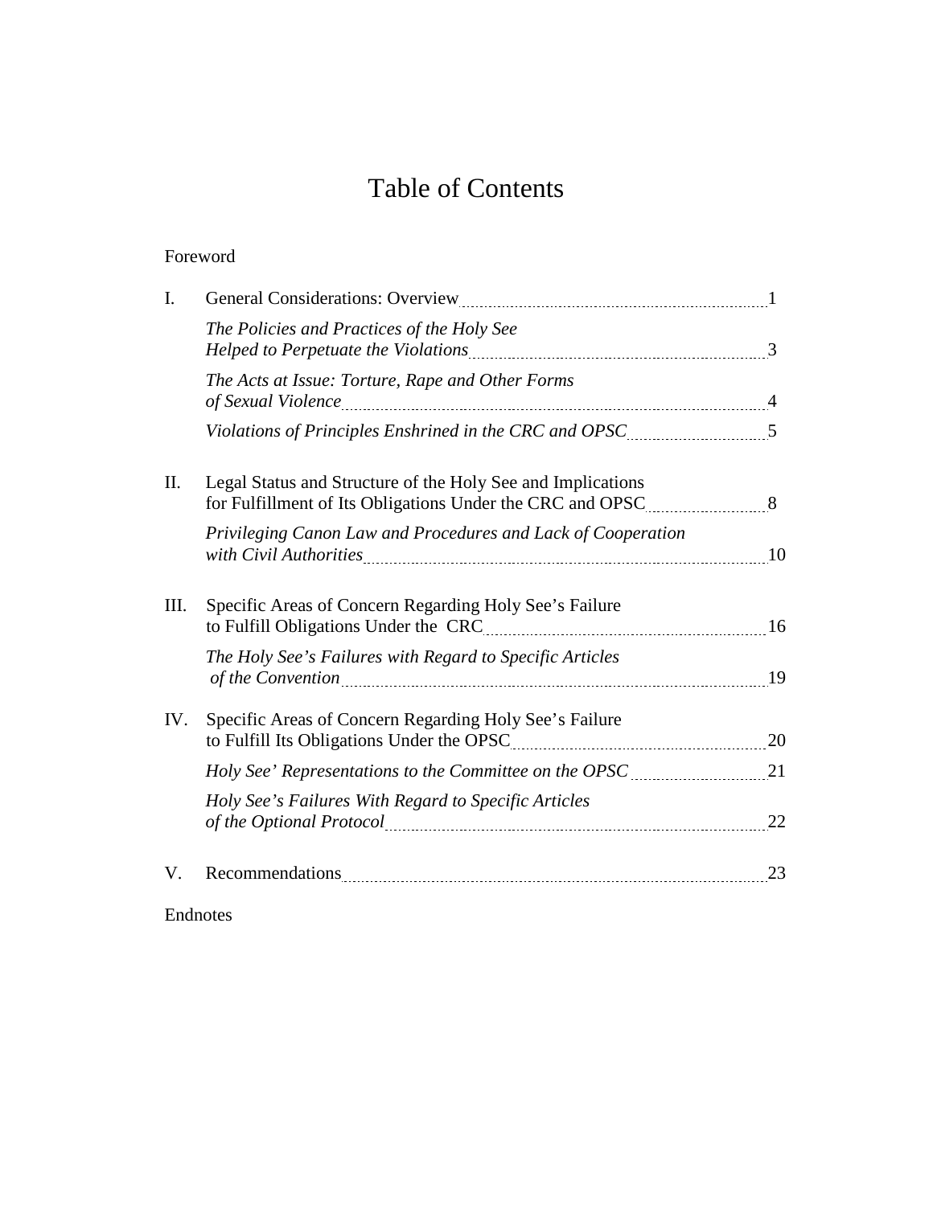# Table of Contents

Foreword

I. General Considerations: Overview ........ 1

*The Policies and Practices of the Holy See Helped to Perpetuate the Violations* ........ 3

*The Acts at Issue: Torture, Rape and Other Forms of Sexual Violence* ........ 4

*Violations of Principles Enshrined in the CRC and OPSC* ........ 5

II. Legal Status and Structure of the Holy See and Implications for Fulfillment of Its Obligations Under the CRC and OPSC ........ 8

*Privileging Canon Law and Procedures and Lack of Cooperation with Civil Authorities* ........ 10

III. Specific Areas of Concern Regarding Holy See's Failure to Fulfill Obligations Under the CRC ........ 16

*The Holy See's Failures with Regard to Specific Articles of the Convention* ........ 19

IV. Specific Areas of Concern Regarding Holy See's Failure to Fulfill Its Obligations Under the OPSC ........ 20

*Holy See' Representations to the Committee on the OPSC* ........ 21

*Holy See's Failures With Regard to Specific Articles of the Optional Protocol* ........ 22

V. Recommendations ........ 23

Endnotes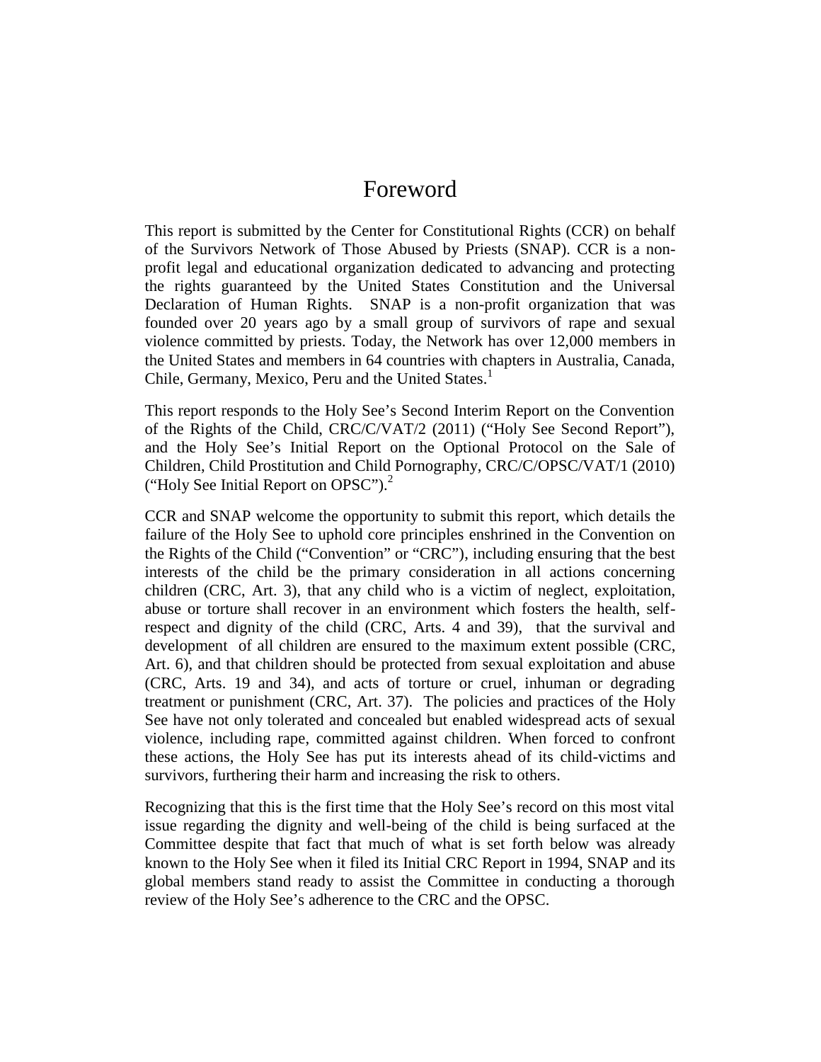# Foreword

This report is submitted by the Center for Constitutional Rights (CCR) on behalf of the Survivors Network of Those Abused by Priests (SNAP). CCR is a non-profit legal and educational organization dedicated to advancing and protecting the rights guaranteed by the United States Constitution and the Universal Declaration of Human Rights. SNAP is a non-profit organization that was founded over 20 years ago by a small group of survivors of rape and sexual violence committed by priests. Today, the Network has over 12,000 members in the United States and members in 64 countries with chapters in Australia, Canada, Chile, Germany, Mexico, Peru and the United States.[1]

This report responds to the Holy See's Second Interim Report on the Convention of the Rights of the Child, CRC/C/VAT/2 (2011) ("Holy See Second Report"), and the Holy See's Initial Report on the Optional Protocol on the Sale of Children, Child Prostitution and Child Pornography, CRC/C/OPSC/VAT/1 (2010) ("Holy See Initial Report on OPSC").[2]

CCR and SNAP welcome the opportunity to submit this report, which details the failure of the Holy See to uphold core principles enshrined in the Convention on the Rights of the Child ("Convention" or "CRC"), including ensuring that the best interests of the child be the primary consideration in all actions concerning children (CRC, Art. 3), that any child who is a victim of neglect, exploitation, abuse or torture shall recover in an environment which fosters the health, self-respect and dignity of the child (CRC, Arts. 4 and 39), that the survival and development of all children are ensured to the maximum extent possible (CRC, Art. 6), and that children should be protected from sexual exploitation and abuse (CRC, Arts. 19 and 34), and acts of torture or cruel, inhuman or degrading treatment or punishment (CRC, Art. 37). The policies and practices of the Holy See have not only tolerated and concealed but enabled widespread acts of sexual violence, including rape, committed against children. When forced to confront these actions, the Holy See has put its interests ahead of its child-victims and survivors, furthering their harm and increasing the risk to others.

Recognizing that this is the first time that the Holy See's record on this most vital issue regarding the dignity and well-being of the child is being surfaced at the Committee despite that fact that much of what is set forth below was already known to the Holy See when it filed its Initial CRC Report in 1994, SNAP and its global members stand ready to assist the Committee in conducting a thorough review of the Holy See's adherence to the CRC and the OPSC.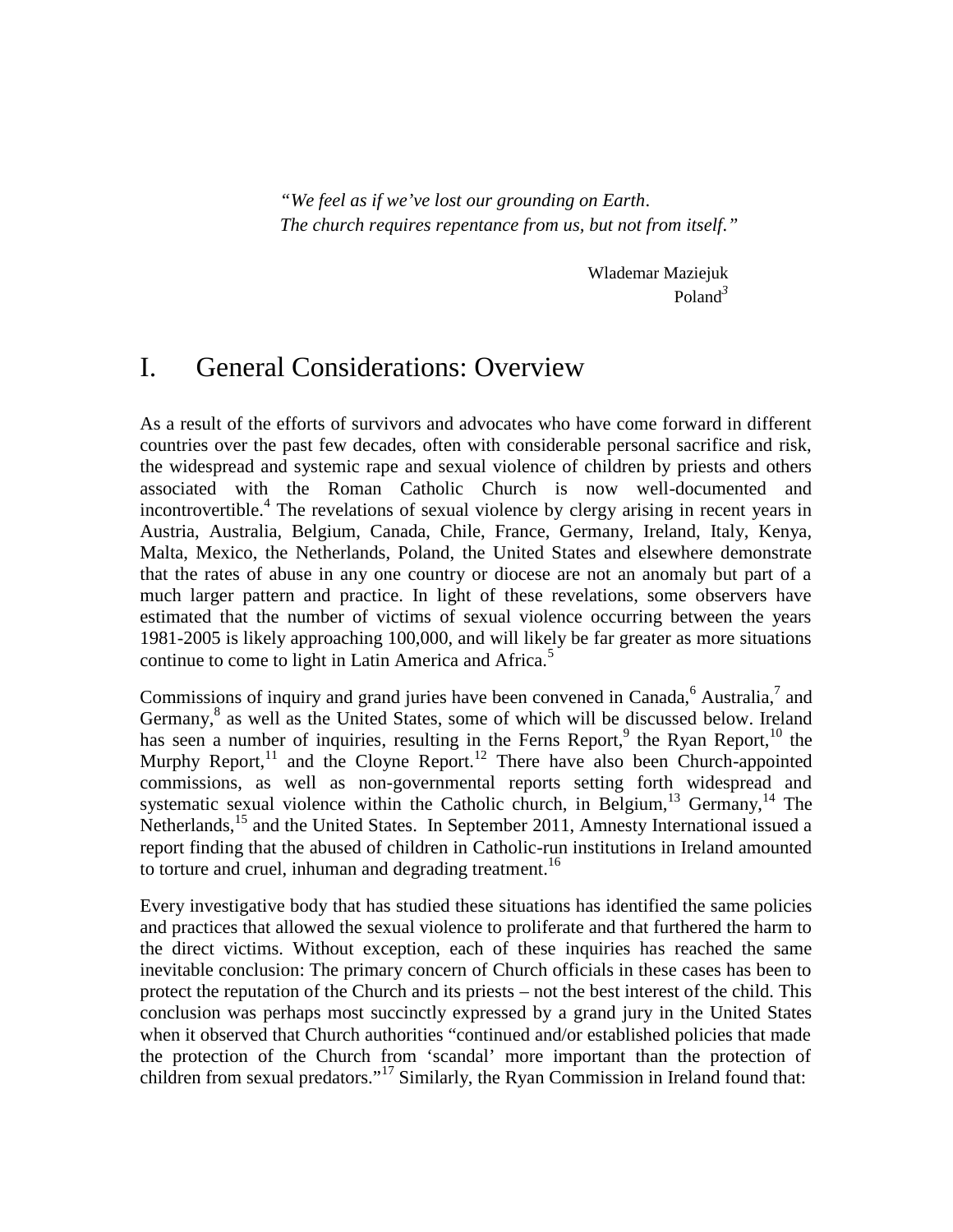*"We feel as if we've lost our grounding on Earth.*
*The church requires repentance from us, but not from itself."*

Wlademar Maziejuk
Poland[3]

# I. General Considerations: Overview

As a result of the efforts of survivors and advocates who have come forward in different countries over the past few decades, often with considerable personal sacrifice and risk, the widespread and systemic rape and sexual violence of children by priests and others associated with the Roman Catholic Church is now well-documented and incontrovertible.[4] The revelations of sexual violence by clergy arising in recent years in Austria, Australia, Belgium, Canada, Chile, France, Germany, Ireland, Italy, Kenya, Malta, Mexico, the Netherlands, Poland, the United States and elsewhere demonstrate that the rates of abuse in any one country or diocese are not an anomaly but part of a much larger pattern and practice. In light of these revelations, some observers have estimated that the number of victims of sexual violence occurring between the years 1981-2005 is likely approaching 100,000, and will likely be far greater as more situations continue to come to light in Latin America and Africa.[5]

Commissions of inquiry and grand juries have been convened in Canada,[6] Australia,[7] and Germany,[8] as well as the United States, some of which will be discussed below. Ireland has seen a number of inquiries, resulting in the Ferns Report,[9] the Ryan Report,[10] the Murphy Report,[11] and the Cloyne Report.[12] There have also been Church-appointed commissions, as well as non-governmental reports setting forth widespread and systematic sexual violence within the Catholic church, in Belgium,[13] Germany,[14] The Netherlands,[15] and the United States. In September 2011, Amnesty International issued a report finding that the abused of children in Catholic-run institutions in Ireland amounted to torture and cruel, inhuman and degrading treatment.[16]

Every investigative body that has studied these situations has identified the same policies and practices that allowed the sexual violence to proliferate and that furthered the harm to the direct victims. Without exception, each of these inquiries has reached the same inevitable conclusion: The primary concern of Church officials in these cases has been to protect the reputation of the Church and its priests – not the best interest of the child. This conclusion was perhaps most succinctly expressed by a grand jury in the United States when it observed that Church authorities "continued and/or established policies that made the protection of the Church from 'scandal' more important than the protection of children from sexual predators."[17] Similarly, the Ryan Commission in Ireland found that: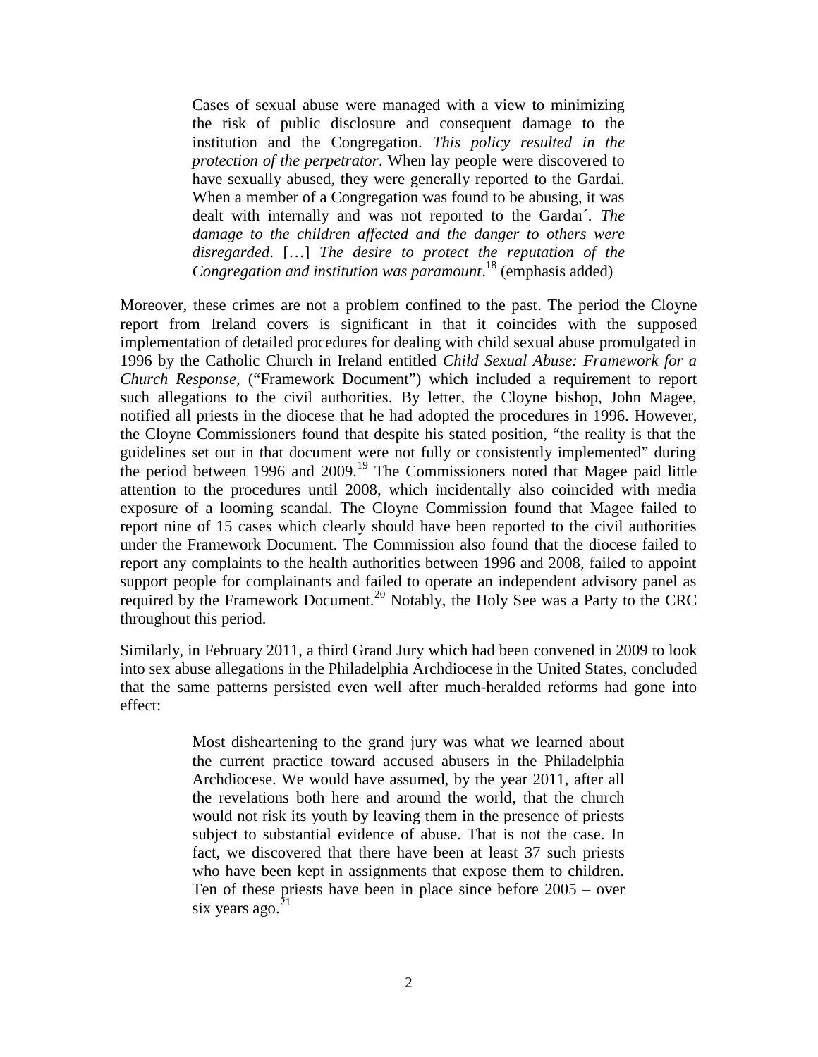> Cases of sexual abuse were managed with a view to minimizing the risk of public disclosure and consequent damage to the institution and the Congregation. *This policy resulted in the protection of the perpetrator*. When lay people were discovered to have sexually abused, they were generally reported to the Gardai. When a member of a Congregation was found to be abusing, it was dealt with internally and was not reported to the Gardaı´. *The damage to the children affected and the danger to others were disregarded*. […] *The desire to protect the reputation of the Congregation and institution was paramount*.[18] (emphasis added)

Moreover, these crimes are not a problem confined to the past. The period the Cloyne report from Ireland covers is significant in that it coincides with the supposed implementation of detailed procedures for dealing with child sexual abuse promulgated in 1996 by the Catholic Church in Ireland entitled *Child Sexual Abuse: Framework for a Church Response*, ("Framework Document") which included a requirement to report such allegations to the civil authorities. By letter, the Cloyne bishop, John Magee, notified all priests in the diocese that he had adopted the procedures in 1996. However, the Cloyne Commissioners found that despite his stated position, "the reality is that the guidelines set out in that document were not fully or consistently implemented" during the period between 1996 and 2009.[19] The Commissioners noted that Magee paid little attention to the procedures until 2008, which incidentally also coincided with media exposure of a looming scandal. The Cloyne Commission found that Magee failed to report nine of 15 cases which clearly should have been reported to the civil authorities under the Framework Document. The Commission also found that the diocese failed to report any complaints to the health authorities between 1996 and 2008, failed to appoint support people for complainants and failed to operate an independent advisory panel as required by the Framework Document.[20] Notably, the Holy See was a Party to the CRC throughout this period.

Similarly, in February 2011, a third Grand Jury which had been convened in 2009 to look into sex abuse allegations in the Philadelphia Archdiocese in the United States, concluded that the same patterns persisted even well after much-heralded reforms had gone into effect:

> Most disheartening to the grand jury was what we learned about the current practice toward accused abusers in the Philadelphia Archdiocese. We would have assumed, by the year 2011, after all the revelations both here and around the world, that the church would not risk its youth by leaving them in the presence of priests subject to substantial evidence of abuse. That is not the case. In fact, we discovered that there have been at least 37 such priests who have been kept in assignments that expose them to children. Ten of these priests have been in place since before 2005 – over six years ago.[21]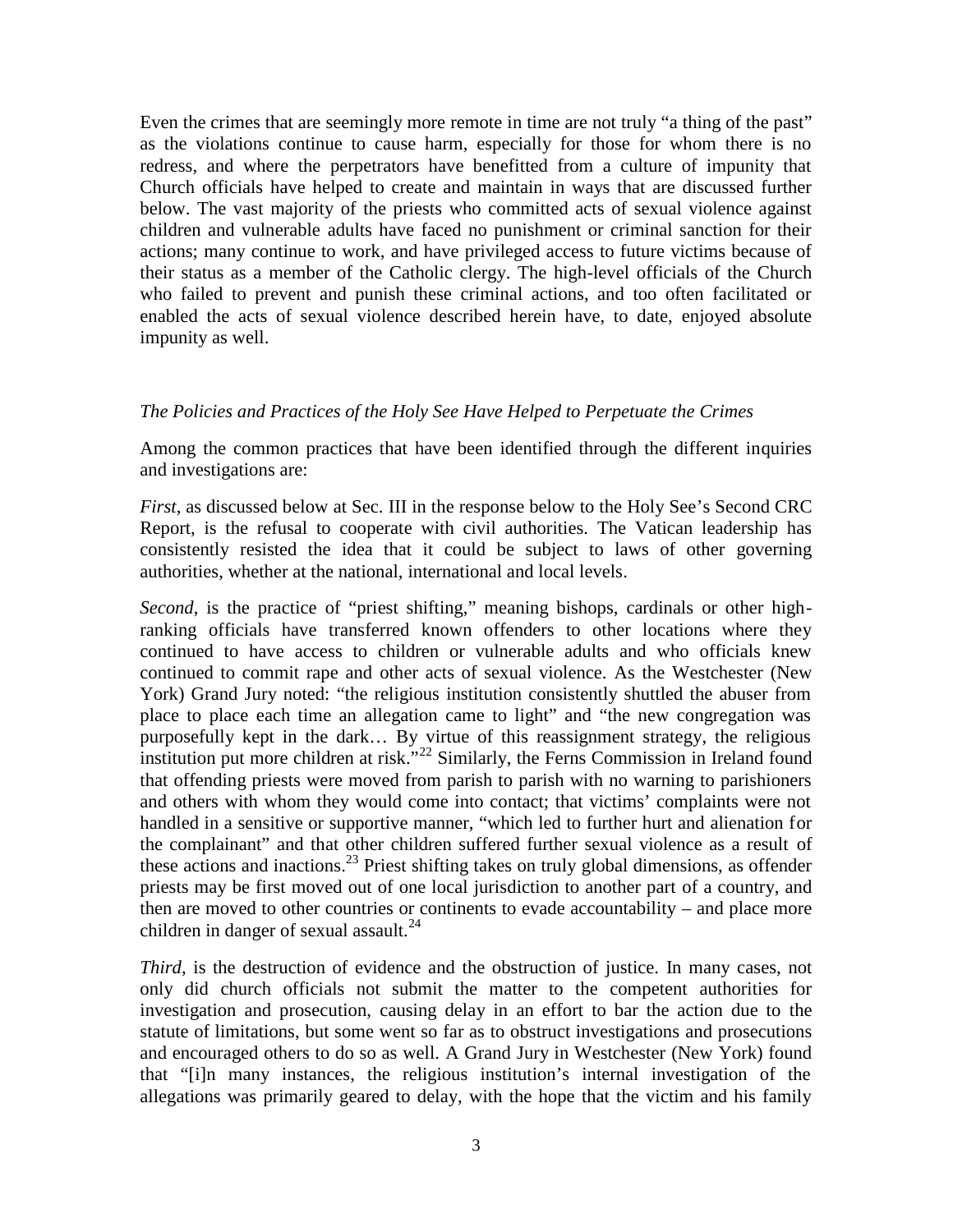Even the crimes that are seemingly more remote in time are not truly "a thing of the past" as the violations continue to cause harm, especially for those for whom there is no redress, and where the perpetrators have benefitted from a culture of impunity that Church officials have helped to create and maintain in ways that are discussed further below. The vast majority of the priests who committed acts of sexual violence against children and vulnerable adults have faced no punishment or criminal sanction for their actions; many continue to work, and have privileged access to future victims because of their status as a member of the Catholic clergy. The high-level officials of the Church who failed to prevent and punish these criminal actions, and too often facilitated or enabled the acts of sexual violence described herein have, to date, enjoyed absolute impunity as well.

*The Policies and Practices of the Holy See Have Helped to Perpetuate the Crimes*

Among the common practices that have been identified through the different inquiries and investigations are:

*First*, as discussed below at Sec. III in the response below to the Holy See's Second CRC Report, is the refusal to cooperate with civil authorities. The Vatican leadership has consistently resisted the idea that it could be subject to laws of other governing authorities, whether at the national, international and local levels.

*Second*, is the practice of "priest shifting," meaning bishops, cardinals or other high-ranking officials have transferred known offenders to other locations where they continued to have access to children or vulnerable adults and who officials knew continued to commit rape and other acts of sexual violence. As the Westchester (New York) Grand Jury noted: "the religious institution consistently shuttled the abuser from place to place each time an allegation came to light" and "the new congregation was purposefully kept in the dark… By virtue of this reassignment strategy, the religious institution put more children at risk."[22] Similarly, the Ferns Commission in Ireland found that offending priests were moved from parish to parish with no warning to parishioners and others with whom they would come into contact; that victims' complaints were not handled in a sensitive or supportive manner, "which led to further hurt and alienation for the complainant" and that other children suffered further sexual violence as a result of these actions and inactions.[23] Priest shifting takes on truly global dimensions, as offender priests may be first moved out of one local jurisdiction to another part of a country, and then are moved to other countries or continents to evade accountability – and place more children in danger of sexual assault.[24]

*Third*, is the destruction of evidence and the obstruction of justice. In many cases, not only did church officials not submit the matter to the competent authorities for investigation and prosecution, causing delay in an effort to bar the action due to the statute of limitations, but some went so far as to obstruct investigations and prosecutions and encouraged others to do so as well. A Grand Jury in Westchester (New York) found that "[i]n many instances, the religious institution's internal investigation of the allegations was primarily geared to delay, with the hope that the victim and his family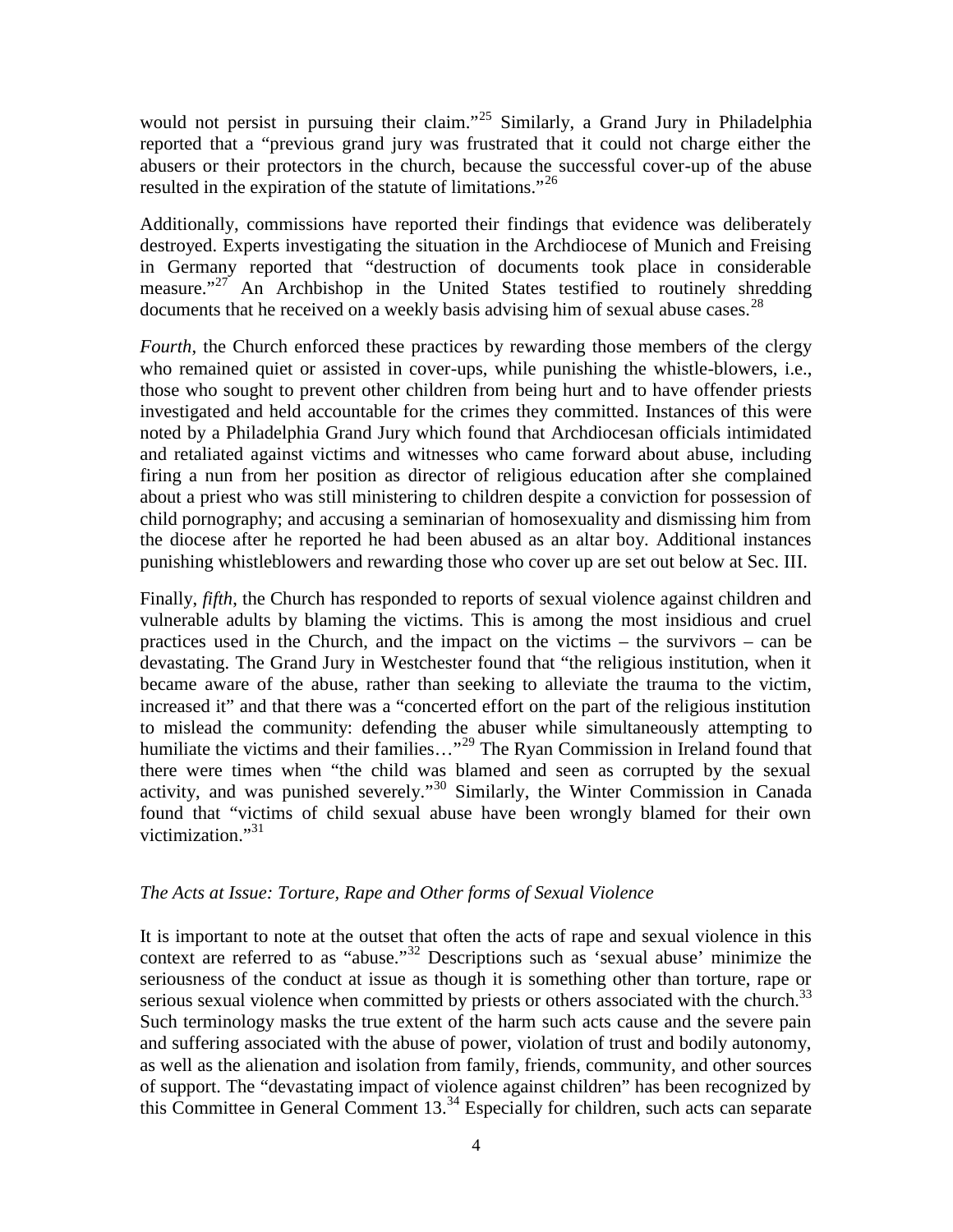would not persist in pursuing their claim."[25] Similarly, a Grand Jury in Philadelphia reported that a "previous grand jury was frustrated that it could not charge either the abusers or their protectors in the church, because the successful cover-up of the abuse resulted in the expiration of the statute of limitations."[26]

Additionally, commissions have reported their findings that evidence was deliberately destroyed. Experts investigating the situation in the Archdiocese of Munich and Freising in Germany reported that "destruction of documents took place in considerable measure."[27] An Archbishop in the United States testified to routinely shredding documents that he received on a weekly basis advising him of sexual abuse cases.[28]

*Fourth*, the Church enforced these practices by rewarding those members of the clergy who remained quiet or assisted in cover-ups, while punishing the whistle-blowers, i.e., those who sought to prevent other children from being hurt and to have offender priests investigated and held accountable for the crimes they committed. Instances of this were noted by a Philadelphia Grand Jury which found that Archdiocesan officials intimidated and retaliated against victims and witnesses who came forward about abuse, including firing a nun from her position as director of religious education after she complained about a priest who was still ministering to children despite a conviction for possession of child pornography; and accusing a seminarian of homosexuality and dismissing him from the diocese after he reported he had been abused as an altar boy. Additional instances punishing whistleblowers and rewarding those who cover up are set out below at Sec. III.

Finally, *fifth*, the Church has responded to reports of sexual violence against children and vulnerable adults by blaming the victims. This is among the most insidious and cruel practices used in the Church, and the impact on the victims – the survivors – can be devastating. The Grand Jury in Westchester found that "the religious institution, when it became aware of the abuse, rather than seeking to alleviate the trauma to the victim, increased it" and that there was a "concerted effort on the part of the religious institution to mislead the community: defending the abuser while simultaneously attempting to humiliate the victims and their families…"[29] The Ryan Commission in Ireland found that there were times when "the child was blamed and seen as corrupted by the sexual activity, and was punished severely."[30] Similarly, the Winter Commission in Canada found that "victims of child sexual abuse have been wrongly blamed for their own victimization."[31]

*The Acts at Issue: Torture, Rape and Other forms of Sexual Violence*

It is important to note at the outset that often the acts of rape and sexual violence in this context are referred to as "abuse."[32] Descriptions such as 'sexual abuse' minimize the seriousness of the conduct at issue as though it is something other than torture, rape or serious sexual violence when committed by priests or others associated with the church.[33] Such terminology masks the true extent of the harm such acts cause and the severe pain and suffering associated with the abuse of power, violation of trust and bodily autonomy, as well as the alienation and isolation from family, friends, community, and other sources of support. The "devastating impact of violence against children" has been recognized by this Committee in General Comment 13.[34] Especially for children, such acts can separate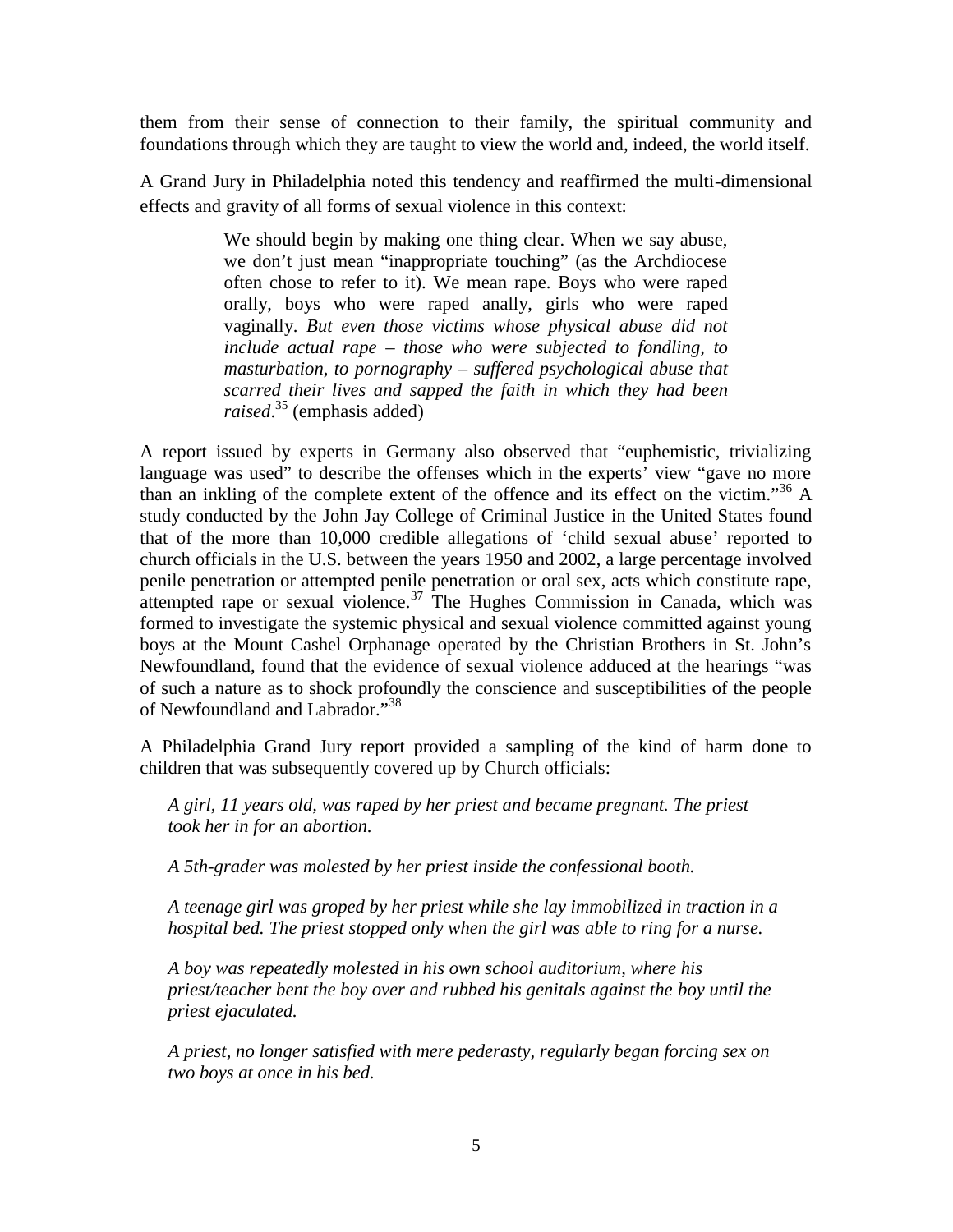them from their sense of connection to their family, the spiritual community and foundations through which they are taught to view the world and, indeed, the world itself.

A Grand Jury in Philadelphia noted this tendency and reaffirmed the multi-dimensional effects and gravity of all forms of sexual violence in this context:

> We should begin by making one thing clear. When we say abuse, we don't just mean "inappropriate touching" (as the Archdiocese often chose to refer to it). We mean rape. Boys who were raped orally, boys who were raped anally, girls who were raped vaginally. *But even those victims whose physical abuse did not include actual rape – those who were subjected to fondling, to masturbation, to pornography – suffered psychological abuse that scarred their lives and sapped the faith in which they had been raised*.[35] (emphasis added)

A report issued by experts in Germany also observed that "euphemistic, trivializing language was used" to describe the offenses which in the experts' view "gave no more than an inkling of the complete extent of the offence and its effect on the victim."[36] A study conducted by the John Jay College of Criminal Justice in the United States found that of the more than 10,000 credible allegations of 'child sexual abuse' reported to church officials in the U.S. between the years 1950 and 2002, a large percentage involved penile penetration or attempted penile penetration or oral sex, acts which constitute rape, attempted rape or sexual violence.[37] The Hughes Commission in Canada, which was formed to investigate the systemic physical and sexual violence committed against young boys at the Mount Cashel Orphanage operated by the Christian Brothers in St. John's Newfoundland, found that the evidence of sexual violence adduced at the hearings "was of such a nature as to shock profoundly the conscience and susceptibilities of the people of Newfoundland and Labrador."[38]

A Philadelphia Grand Jury report provided a sampling of the kind of harm done to children that was subsequently covered up by Church officials:

> *A girl, 11 years old, was raped by her priest and became pregnant. The priest took her in for an abortion.*
>
> *A 5th-grader was molested by her priest inside the confessional booth.*
>
> *A teenage girl was groped by her priest while she lay immobilized in traction in a hospital bed. The priest stopped only when the girl was able to ring for a nurse.*
>
> *A boy was repeatedly molested in his own school auditorium, where his priest/teacher bent the boy over and rubbed his genitals against the boy until the priest ejaculated.*
>
> *A priest, no longer satisfied with mere pederasty, regularly began forcing sex on two boys at once in his bed.*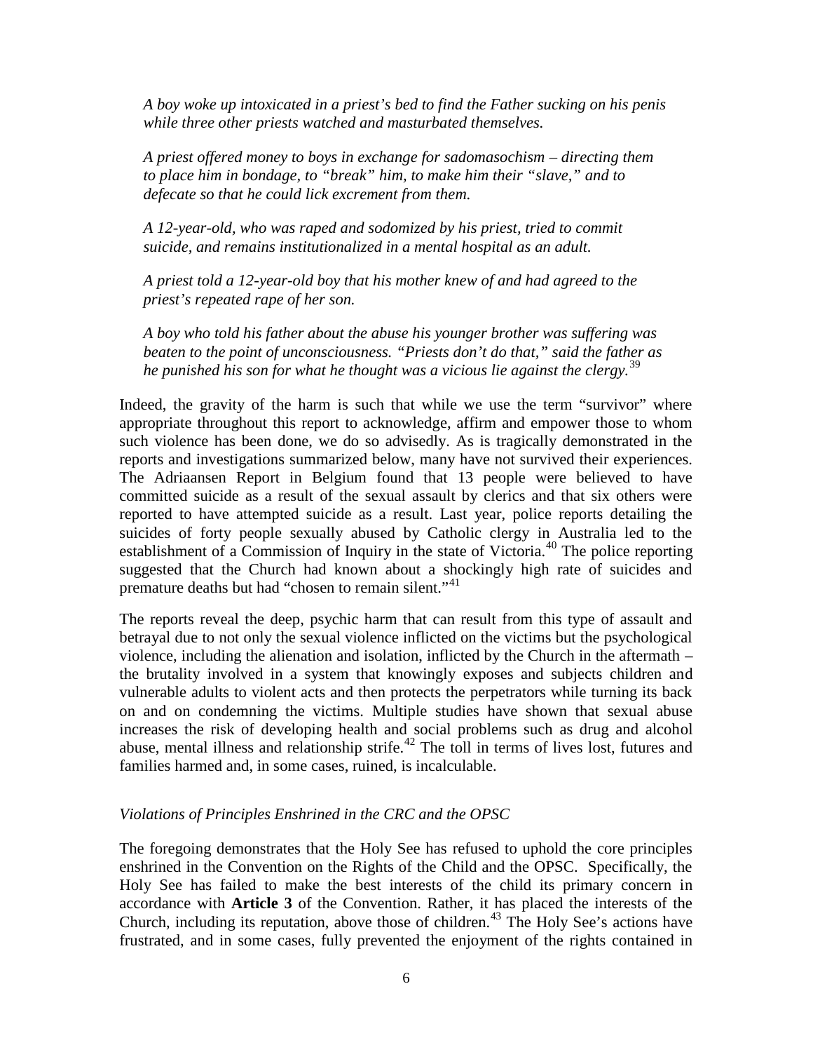*A boy woke up intoxicated in a priest's bed to find the Father sucking on his penis while three other priests watched and masturbated themselves.*

*A priest offered money to boys in exchange for sadomasochism – directing them to place him in bondage, to "break" him, to make him their "slave," and to defecate so that he could lick excrement from them.*

*A 12-year-old, who was raped and sodomized by his priest, tried to commit suicide, and remains institutionalized in a mental hospital as an adult.*

*A priest told a 12-year-old boy that his mother knew of and had agreed to the priest's repeated rape of her son.*

*A boy who told his father about the abuse his younger brother was suffering was beaten to the point of unconsciousness. "Priests don't do that," said the father as he punished his son for what he thought was a vicious lie against the clergy.*[39]

Indeed, the gravity of the harm is such that while we use the term "survivor" where appropriate throughout this report to acknowledge, affirm and empower those to whom such violence has been done, we do so advisedly. As is tragically demonstrated in the reports and investigations summarized below, many have not survived their experiences. The Adriaansen Report in Belgium found that 13 people were believed to have committed suicide as a result of the sexual assault by clerics and that six others were reported to have attempted suicide as a result. Last year, police reports detailing the suicides of forty people sexually abused by Catholic clergy in Australia led to the establishment of a Commission of Inquiry in the state of Victoria.[40] The police reporting suggested that the Church had known about a shockingly high rate of suicides and premature deaths but had "chosen to remain silent."[41]

The reports reveal the deep, psychic harm that can result from this type of assault and betrayal due to not only the sexual violence inflicted on the victims but the psychological violence, including the alienation and isolation, inflicted by the Church in the aftermath – the brutality involved in a system that knowingly exposes and subjects children and vulnerable adults to violent acts and then protects the perpetrators while turning its back on and on condemning the victims. Multiple studies have shown that sexual abuse increases the risk of developing health and social problems such as drug and alcohol abuse, mental illness and relationship strife.[42] The toll in terms of lives lost, futures and families harmed and, in some cases, ruined, is incalculable.

*Violations of Principles Enshrined in the CRC and the OPSC*

The foregoing demonstrates that the Holy See has refused to uphold the core principles enshrined in the Convention on the Rights of the Child and the OPSC. Specifically, the Holy See has failed to make the best interests of the child its primary concern in accordance with **Article 3** of the Convention. Rather, it has placed the interests of the Church, including its reputation, above those of children.[43] The Holy See's actions have frustrated, and in some cases, fully prevented the enjoyment of the rights contained in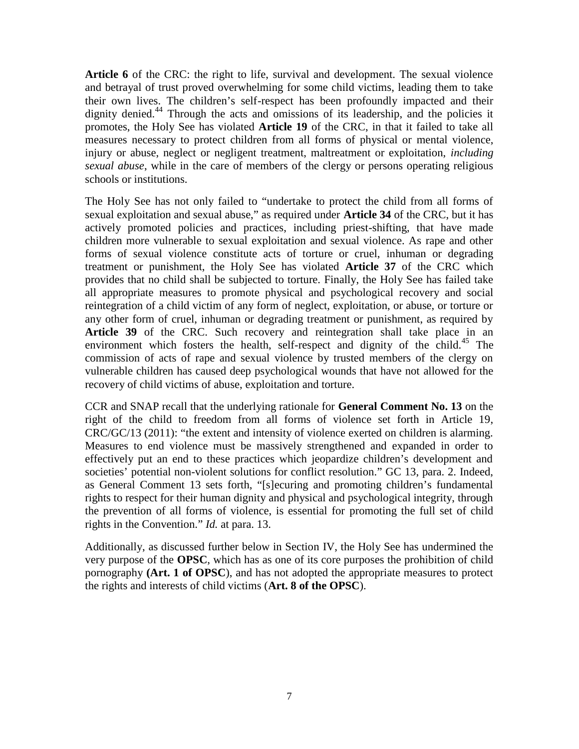**Article 6** of the CRC: the right to life, survival and development. The sexual violence and betrayal of trust proved overwhelming for some child victims, leading them to take their own lives. The children's self-respect has been profoundly impacted and their dignity denied.[44] Through the acts and omissions of its leadership, and the policies it promotes, the Holy See has violated **Article 19** of the CRC, in that it failed to take all measures necessary to protect children from all forms of physical or mental violence, injury or abuse, neglect or negligent treatment, maltreatment or exploitation, *including sexual abuse*, while in the care of members of the clergy or persons operating religious schools or institutions.

The Holy See has not only failed to "undertake to protect the child from all forms of sexual exploitation and sexual abuse," as required under **Article 34** of the CRC, but it has actively promoted policies and practices, including priest-shifting, that have made children more vulnerable to sexual exploitation and sexual violence. As rape and other forms of sexual violence constitute acts of torture or cruel, inhuman or degrading treatment or punishment, the Holy See has violated **Article 37** of the CRC which provides that no child shall be subjected to torture. Finally, the Holy See has failed take all appropriate measures to promote physical and psychological recovery and social reintegration of a child victim of any form of neglect, exploitation, or abuse, or torture or any other form of cruel, inhuman or degrading treatment or punishment, as required by **Article 39** of the CRC. Such recovery and reintegration shall take place in an environment which fosters the health, self-respect and dignity of the child.[45] The commission of acts of rape and sexual violence by trusted members of the clergy on vulnerable children has caused deep psychological wounds that have not allowed for the recovery of child victims of abuse, exploitation and torture.

CCR and SNAP recall that the underlying rationale for **General Comment No. 13** on the right of the child to freedom from all forms of violence set forth in Article 19, CRC/GC/13 (2011): "the extent and intensity of violence exerted on children is alarming. Measures to end violence must be massively strengthened and expanded in order to effectively put an end to these practices which jeopardize children's development and societies' potential non-violent solutions for conflict resolution." GC 13, para. 2. Indeed, as General Comment 13 sets forth, "[s]ecuring and promoting children's fundamental rights to respect for their human dignity and physical and psychological integrity, through the prevention of all forms of violence, is essential for promoting the full set of child rights in the Convention." *Id.* at para. 13.

Additionally, as discussed further below in Section IV, the Holy See has undermined the very purpose of the **OPSC**, which has as one of its core purposes the prohibition of child pornography **(Art. 1 of OPSC**), and has not adopted the appropriate measures to protect the rights and interests of child victims (**Art. 8 of the OPSC**).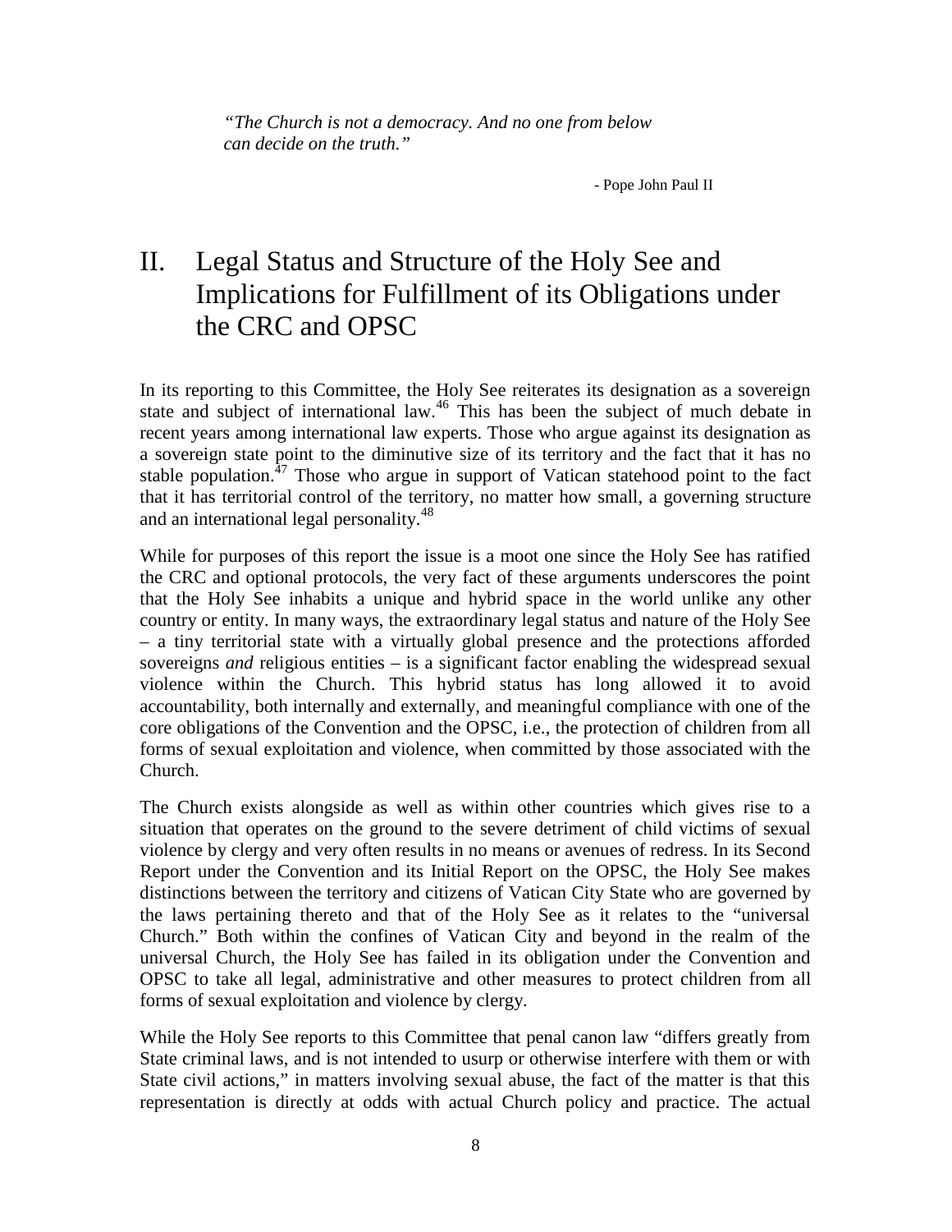*"The Church is not a democracy. And no one from below can decide on the truth."*

- Pope John Paul II

# II. Legal Status and Structure of the Holy See and Implications for Fulfillment of its Obligations under the CRC and OPSC

In its reporting to this Committee, the Holy See reiterates its designation as a sovereign state and subject of international law.[46] This has been the subject of much debate in recent years among international law experts. Those who argue against its designation as a sovereign state point to the diminutive size of its territory and the fact that it has no stable population.[47] Those who argue in support of Vatican statehood point to the fact that it has territorial control of the territory, no matter how small, a governing structure and an international legal personality.[48]

While for purposes of this report the issue is a moot one since the Holy See has ratified the CRC and optional protocols, the very fact of these arguments underscores the point that the Holy See inhabits a unique and hybrid space in the world unlike any other country or entity. In many ways, the extraordinary legal status and nature of the Holy See – a tiny territorial state with a virtually global presence and the protections afforded sovereigns *and* religious entities – is a significant factor enabling the widespread sexual violence within the Church. This hybrid status has long allowed it to avoid accountability, both internally and externally, and meaningful compliance with one of the core obligations of the Convention and the OPSC, i.e., the protection of children from all forms of sexual exploitation and violence, when committed by those associated with the Church.

The Church exists alongside as well as within other countries which gives rise to a situation that operates on the ground to the severe detriment of child victims of sexual violence by clergy and very often results in no means or avenues of redress. In its Second Report under the Convention and its Initial Report on the OPSC, the Holy See makes distinctions between the territory and citizens of Vatican City State who are governed by the laws pertaining thereto and that of the Holy See as it relates to the "universal Church." Both within the confines of Vatican City and beyond in the realm of the universal Church, the Holy See has failed in its obligation under the Convention and OPSC to take all legal, administrative and other measures to protect children from all forms of sexual exploitation and violence by clergy.

While the Holy See reports to this Committee that penal canon law "differs greatly from State criminal laws, and is not intended to usurp or otherwise interfere with them or with State civil actions," in matters involving sexual abuse, the fact of the matter is that this representation is directly at odds with actual Church policy and practice. The actual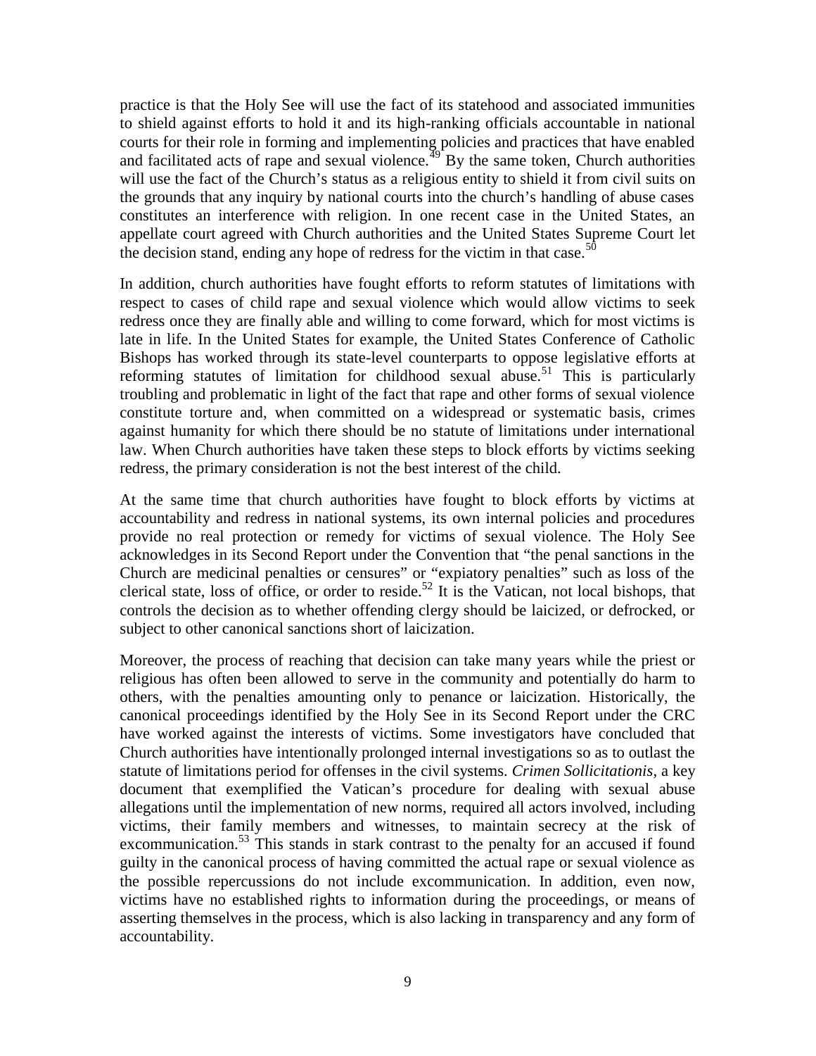practice is that the Holy See will use the fact of its statehood and associated immunities to shield against efforts to hold it and its high-ranking officials accountable in national courts for their role in forming and implementing policies and practices that have enabled and facilitated acts of rape and sexual violence.[49] By the same token, Church authorities will use the fact of the Church's status as a religious entity to shield it from civil suits on the grounds that any inquiry by national courts into the church's handling of abuse cases constitutes an interference with religion. In one recent case in the United States, an appellate court agreed with Church authorities and the United States Supreme Court let the decision stand, ending any hope of redress for the victim in that case.[50]

In addition, church authorities have fought efforts to reform statutes of limitations with respect to cases of child rape and sexual violence which would allow victims to seek redress once they are finally able and willing to come forward, which for most victims is late in life. In the United States for example, the United States Conference of Catholic Bishops has worked through its state-level counterparts to oppose legislative efforts at reforming statutes of limitation for childhood sexual abuse.[51] This is particularly troubling and problematic in light of the fact that rape and other forms of sexual violence constitute torture and, when committed on a widespread or systematic basis, crimes against humanity for which there should be no statute of limitations under international law. When Church authorities have taken these steps to block efforts by victims seeking redress, the primary consideration is not the best interest of the child.

At the same time that church authorities have fought to block efforts by victims at accountability and redress in national systems, its own internal policies and procedures provide no real protection or remedy for victims of sexual violence. The Holy See acknowledges in its Second Report under the Convention that "the penal sanctions in the Church are medicinal penalties or censures" or "expiatory penalties" such as loss of the clerical state, loss of office, or order to reside.[52] It is the Vatican, not local bishops, that controls the decision as to whether offending clergy should be laicized, or defrocked, or subject to other canonical sanctions short of laicization.

Moreover, the process of reaching that decision can take many years while the priest or religious has often been allowed to serve in the community and potentially do harm to others, with the penalties amounting only to penance or laicization. Historically, the canonical proceedings identified by the Holy See in its Second Report under the CRC have worked against the interests of victims. Some investigators have concluded that Church authorities have intentionally prolonged internal investigations so as to outlast the statute of limitations period for offenses in the civil systems. *Crimen Sollicitationis*, a key document that exemplified the Vatican's procedure for dealing with sexual abuse allegations until the implementation of new norms, required all actors involved, including victims, their family members and witnesses, to maintain secrecy at the risk of excommunication.[53] This stands in stark contrast to the penalty for an accused if found guilty in the canonical process of having committed the actual rape or sexual violence as the possible repercussions do not include excommunication. In addition, even now, victims have no established rights to information during the proceedings, or means of asserting themselves in the process, which is also lacking in transparency and any form of accountability.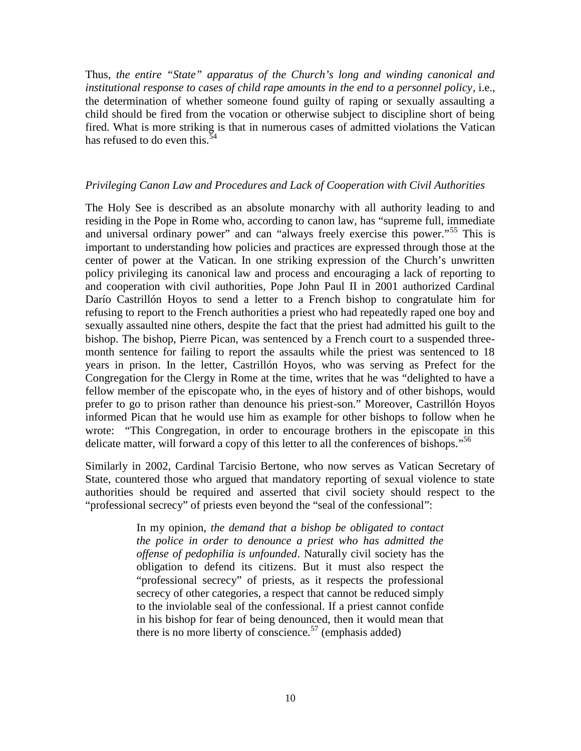Thus, *the entire "State" apparatus of the Church's long and winding canonical and institutional response to cases of child rape amounts in the end to a personnel policy*, i.e., the determination of whether someone found guilty of raping or sexually assaulting a child should be fired from the vocation or otherwise subject to discipline short of being fired. What is more striking is that in numerous cases of admitted violations the Vatican has refused to do even this.[54]

### *Privileging Canon Law and Procedures and Lack of Cooperation with Civil Authorities*

The Holy See is described as an absolute monarchy with all authority leading to and residing in the Pope in Rome who, according to canon law, has "supreme full, immediate and universal ordinary power" and can "always freely exercise this power."[55] This is important to understanding how policies and practices are expressed through those at the center of power at the Vatican. In one striking expression of the Church's unwritten policy privileging its canonical law and process and encouraging a lack of reporting to and cooperation with civil authorities, Pope John Paul II in 2001 authorized Cardinal Darío Castrillón Hoyos to send a letter to a French bishop to congratulate him for refusing to report to the French authorities a priest who had repeatedly raped one boy and sexually assaulted nine others, despite the fact that the priest had admitted his guilt to the bishop. The bishop, Pierre Pican, was sentenced by a French court to a suspended three-month sentence for failing to report the assaults while the priest was sentenced to 18 years in prison. In the letter, Castrillón Hoyos, who was serving as Prefect for the Congregation for the Clergy in Rome at the time, writes that he was "delighted to have a fellow member of the episcopate who, in the eyes of history and of other bishops, would prefer to go to prison rather than denounce his priest-son." Moreover, Castrillón Hoyos informed Pican that he would use him as example for other bishops to follow when he wrote: "This Congregation, in order to encourage brothers in the episcopate in this delicate matter, will forward a copy of this letter to all the conferences of bishops."[56]

Similarly in 2002, Cardinal Tarcisio Bertone, who now serves as Vatican Secretary of State, countered those who argued that mandatory reporting of sexual violence to state authorities should be required and asserted that civil society should respect to the "professional secrecy" of priests even beyond the "seal of the confessional":

> In my opinion, *the demand that a bishop be obligated to contact the police in order to denounce a priest who has admitted the offense of pedophilia is unfounded*. Naturally civil society has the obligation to defend its citizens. But it must also respect the "professional secrecy" of priests, as it respects the professional secrecy of other categories, a respect that cannot be reduced simply to the inviolable seal of the confessional. If a priest cannot confide in his bishop for fear of being denounced, then it would mean that there is no more liberty of conscience.[57] (emphasis added)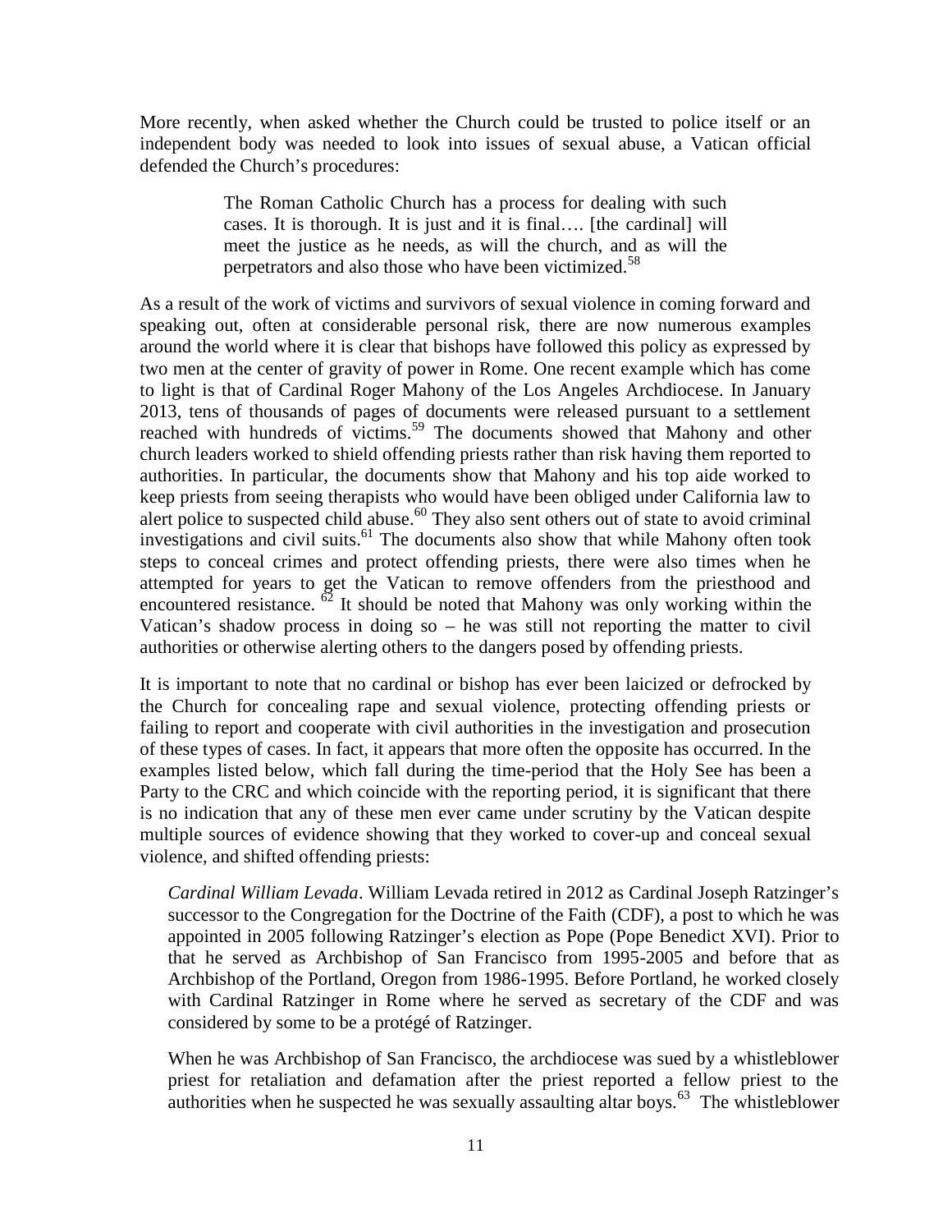More recently, when asked whether the Church could be trusted to police itself or an independent body was needed to look into issues of sexual abuse, a Vatican official defended the Church's procedures:

> The Roman Catholic Church has a process for dealing with such cases. It is thorough. It is just and it is final…. [the cardinal] will meet the justice as he needs, as will the church, and as will the perpetrators and also those who have been victimized.[58]

As a result of the work of victims and survivors of sexual violence in coming forward and speaking out, often at considerable personal risk, there are now numerous examples around the world where it is clear that bishops have followed this policy as expressed by two men at the center of gravity of power in Rome. One recent example which has come to light is that of Cardinal Roger Mahony of the Los Angeles Archdiocese. In January 2013, tens of thousands of pages of documents were released pursuant to a settlement reached with hundreds of victims.[59] The documents showed that Mahony and other church leaders worked to shield offending priests rather than risk having them reported to authorities. In particular, the documents show that Mahony and his top aide worked to keep priests from seeing therapists who would have been obliged under California law to alert police to suspected child abuse.[60] They also sent others out of state to avoid criminal investigations and civil suits.[61] The documents also show that while Mahony often took steps to conceal crimes and protect offending priests, there were also times when he attempted for years to get the Vatican to remove offenders from the priesthood and encountered resistance.[62] It should be noted that Mahony was only working within the Vatican's shadow process in doing so – he was still not reporting the matter to civil authorities or otherwise alerting others to the dangers posed by offending priests.

It is important to note that no cardinal or bishop has ever been laicized or defrocked by the Church for concealing rape and sexual violence, protecting offending priests or failing to report and cooperate with civil authorities in the investigation and prosecution of these types of cases. In fact, it appears that more often the opposite has occurred. In the examples listed below, which fall during the time-period that the Holy See has been a Party to the CRC and which coincide with the reporting period, it is significant that there is no indication that any of these men ever came under scrutiny by the Vatican despite multiple sources of evidence showing that they worked to cover-up and conceal sexual violence, and shifted offending priests:

*Cardinal William Levada*. William Levada retired in 2012 as Cardinal Joseph Ratzinger's successor to the Congregation for the Doctrine of the Faith (CDF), a post to which he was appointed in 2005 following Ratzinger's election as Pope (Pope Benedict XVI). Prior to that he served as Archbishop of San Francisco from 1995-2005 and before that as Archbishop of the Portland, Oregon from 1986-1995. Before Portland, he worked closely with Cardinal Ratzinger in Rome where he served as secretary of the CDF and was considered by some to be a protégé of Ratzinger.

When he was Archbishop of San Francisco, the archdiocese was sued by a whistleblower priest for retaliation and defamation after the priest reported a fellow priest to the authorities when he suspected he was sexually assaulting altar boys.[63] The whistleblower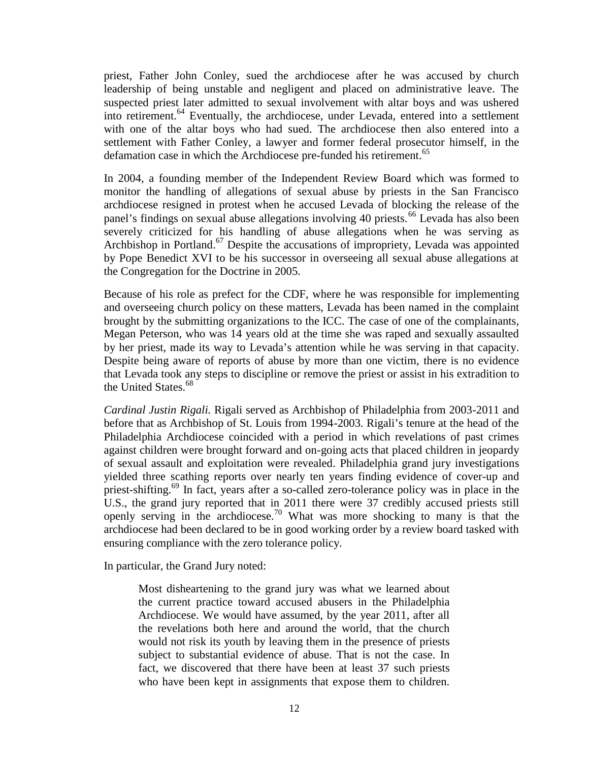priest, Father John Conley, sued the archdiocese after he was accused by church leadership of being unstable and negligent and placed on administrative leave. The suspected priest later admitted to sexual involvement with altar boys and was ushered into retirement.[64] Eventually, the archdiocese, under Levada, entered into a settlement with one of the altar boys who had sued. The archdiocese then also entered into a settlement with Father Conley, a lawyer and former federal prosecutor himself, in the defamation case in which the Archdiocese pre-funded his retirement.[65]

In 2004, a founding member of the Independent Review Board which was formed to monitor the handling of allegations of sexual abuse by priests in the San Francisco archdiocese resigned in protest when he accused Levada of blocking the release of the panel's findings on sexual abuse allegations involving 40 priests.[66] Levada has also been severely criticized for his handling of abuse allegations when he was serving as Archbishop in Portland.[67] Despite the accusations of impropriety, Levada was appointed by Pope Benedict XVI to be his successor in overseeing all sexual abuse allegations at the Congregation for the Doctrine in 2005.

Because of his role as prefect for the CDF, where he was responsible for implementing and overseeing church policy on these matters, Levada has been named in the complaint brought by the submitting organizations to the ICC. The case of one of the complainants, Megan Peterson, who was 14 years old at the time she was raped and sexually assaulted by her priest, made its way to Levada's attention while he was serving in that capacity. Despite being aware of reports of abuse by more than one victim, there is no evidence that Levada took any steps to discipline or remove the priest or assist in his extradition to the United States.[68]

*Cardinal Justin Rigali.* Rigali served as Archbishop of Philadelphia from 2003-2011 and before that as Archbishop of St. Louis from 1994-2003. Rigali's tenure at the head of the Philadelphia Archdiocese coincided with a period in which revelations of past crimes against children were brought forward and on-going acts that placed children in jeopardy of sexual assault and exploitation were revealed. Philadelphia grand jury investigations yielded three scathing reports over nearly ten years finding evidence of cover-up and priest-shifting.[69] In fact, years after a so-called zero-tolerance policy was in place in the U.S., the grand jury reported that in 2011 there were 37 credibly accused priests still openly serving in the archdiocese.[70] What was more shocking to many is that the archdiocese had been declared to be in good working order by a review board tasked with ensuring compliance with the zero tolerance policy.

In particular, the Grand Jury noted:

> Most disheartening to the grand jury was what we learned about the current practice toward accused abusers in the Philadelphia Archdiocese. We would have assumed, by the year 2011, after all the revelations both here and around the world, that the church would not risk its youth by leaving them in the presence of priests subject to substantial evidence of abuse. That is not the case. In fact, we discovered that there have been at least 37 such priests who have been kept in assignments that expose them to children.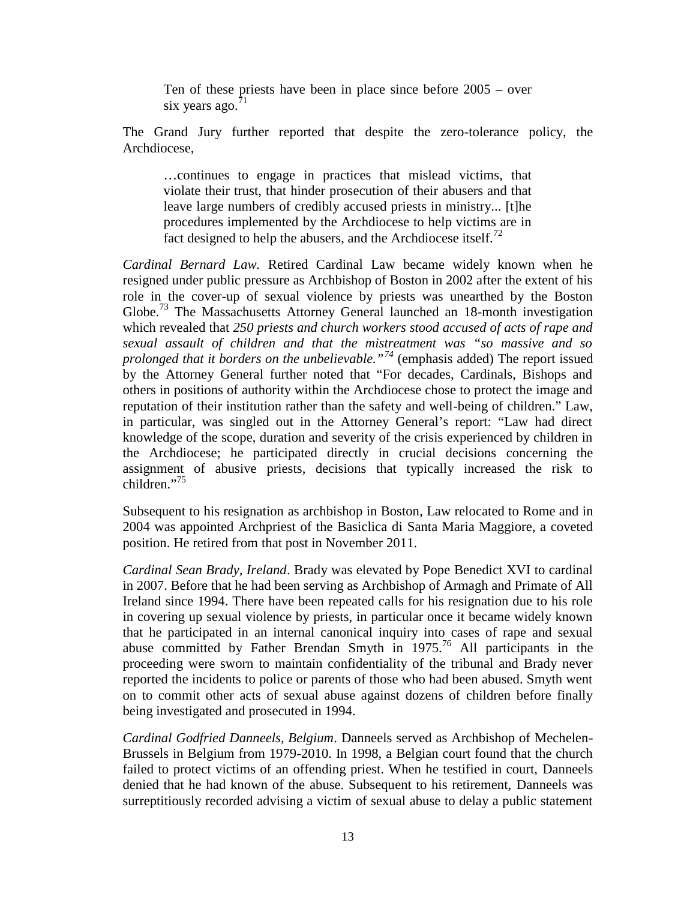> Ten of these priests have been in place since before 2005 – over six years ago.[71]

The Grand Jury further reported that despite the zero-tolerance policy, the Archdiocese,

> …continues to engage in practices that mislead victims, that violate their trust, that hinder prosecution of their abusers and that leave large numbers of credibly accused priests in ministry... [t]he procedures implemented by the Archdiocese to help victims are in fact designed to help the abusers, and the Archdiocese itself.[72]

*Cardinal Bernard Law*. Retired Cardinal Law became widely known when he resigned under public pressure as Archbishop of Boston in 2002 after the extent of his role in the cover-up of sexual violence by priests was unearthed by the Boston Globe.[73] The Massachusetts Attorney General launched an 18-month investigation which revealed that *250 priests and church workers stood accused of acts of rape and sexual assault of children and that the mistreatment was "so massive and so prolonged that it borders on the unbelievable."*[74] (emphasis added) The report issued by the Attorney General further noted that "For decades, Cardinals, Bishops and others in positions of authority within the Archdiocese chose to protect the image and reputation of their institution rather than the safety and well-being of children." Law, in particular, was singled out in the Attorney General's report: "Law had direct knowledge of the scope, duration and severity of the crisis experienced by children in the Archdiocese; he participated directly in crucial decisions concerning the assignment of abusive priests, decisions that typically increased the risk to children."[75]

Subsequent to his resignation as archbishop in Boston, Law relocated to Rome and in 2004 was appointed Archpriest of the Basiclica di Santa Maria Maggiore, a coveted position. He retired from that post in November 2011.

*Cardinal Sean Brady, Ireland*. Brady was elevated by Pope Benedict XVI to cardinal in 2007. Before that he had been serving as Archbishop of Armagh and Primate of All Ireland since 1994. There have been repeated calls for his resignation due to his role in covering up sexual violence by priests, in particular once it became widely known that he participated in an internal canonical inquiry into cases of rape and sexual abuse committed by Father Brendan Smyth in 1975.[76] All participants in the proceeding were sworn to maintain confidentiality of the tribunal and Brady never reported the incidents to police or parents of those who had been abused. Smyth went on to commit other acts of sexual abuse against dozens of children before finally being investigated and prosecuted in 1994.

*Cardinal Godfried Danneels, Belgium*. Danneels served as Archbishop of Mechelen-Brussels in Belgium from 1979-2010. In 1998, a Belgian court found that the church failed to protect victims of an offending priest. When he testified in court, Danneels denied that he had known of the abuse. Subsequent to his retirement, Danneels was surreptitiously recorded advising a victim of sexual abuse to delay a public statement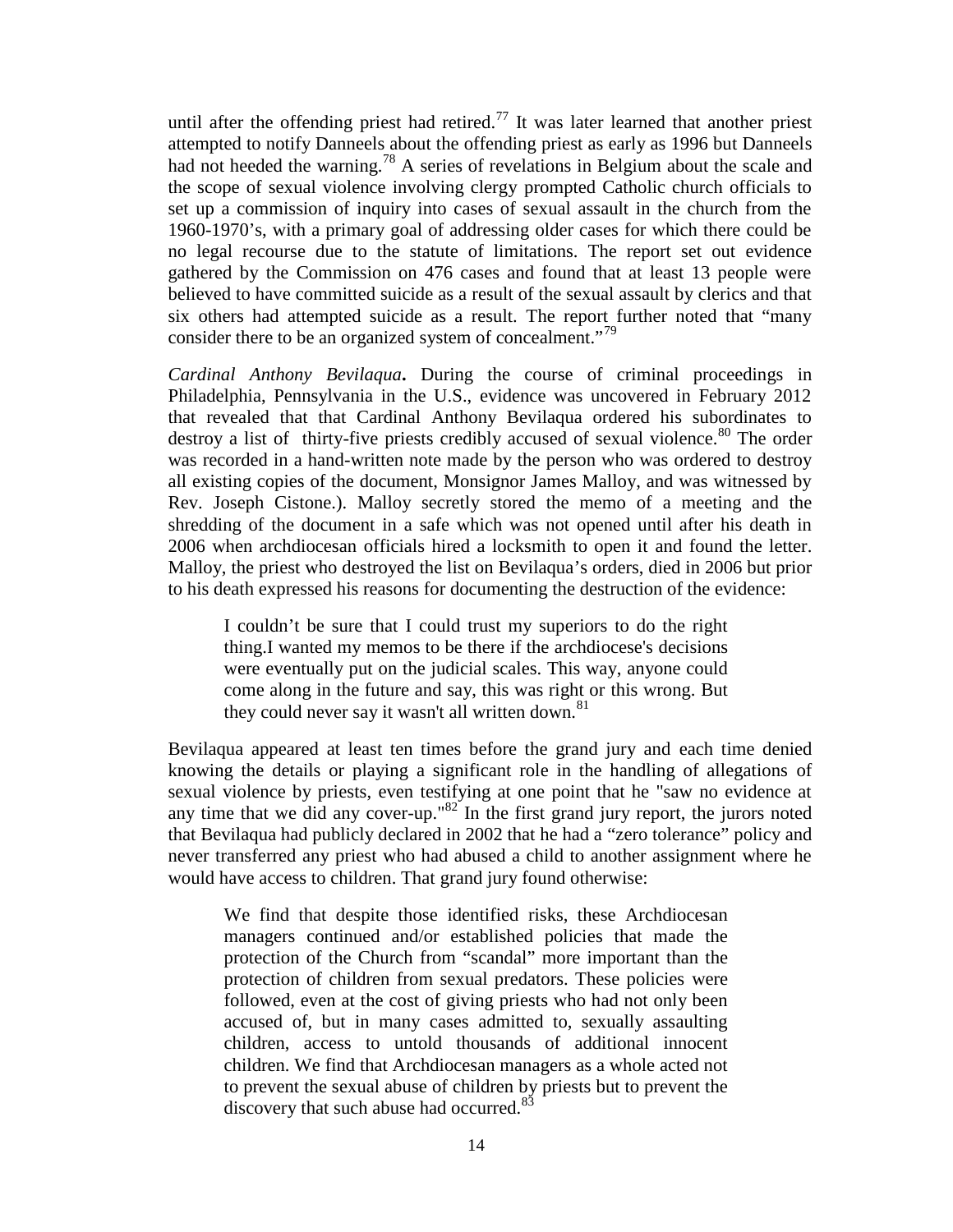until after the offending priest had retired.[77] It was later learned that another priest attempted to notify Danneels about the offending priest as early as 1996 but Danneels had not heeded the warning.[78] A series of revelations in Belgium about the scale and the scope of sexual violence involving clergy prompted Catholic church officials to set up a commission of inquiry into cases of sexual assault in the church from the 1960-1970's, with a primary goal of addressing older cases for which there could be no legal recourse due to the statute of limitations. The report set out evidence gathered by the Commission on 476 cases and found that at least 13 people were believed to have committed suicide as a result of the sexual assault by clerics and that six others had attempted suicide as a result. The report further noted that "many consider there to be an organized system of concealment."[79]

*Cardinal Anthony Bevilaqua***.** During the course of criminal proceedings in Philadelphia, Pennsylvania in the U.S., evidence was uncovered in February 2012 that revealed that that Cardinal Anthony Bevilaqua ordered his subordinates to destroy a list of thirty-five priests credibly accused of sexual violence.[80] The order was recorded in a hand-written note made by the person who was ordered to destroy all existing copies of the document, Monsignor James Malloy, and was witnessed by Rev. Joseph Cistone.). Malloy secretly stored the memo of a meeting and the shredding of the document in a safe which was not opened until after his death in 2006 when archdiocesan officials hired a locksmith to open it and found the letter. Malloy, the priest who destroyed the list on Bevilaqua's orders, died in 2006 but prior to his death expressed his reasons for documenting the destruction of the evidence:

> I couldn't be sure that I could trust my superiors to do the right thing.I wanted my memos to be there if the archdiocese's decisions were eventually put on the judicial scales. This way, anyone could come along in the future and say, this was right or this wrong. But they could never say it wasn't all written down.[81]

Bevilaqua appeared at least ten times before the grand jury and each time denied knowing the details or playing a significant role in the handling of allegations of sexual violence by priests, even testifying at one point that he "saw no evidence at any time that we did any cover-up."[82] In the first grand jury report, the jurors noted that Bevilaqua had publicly declared in 2002 that he had a "zero tolerance" policy and never transferred any priest who had abused a child to another assignment where he would have access to children. That grand jury found otherwise:

> We find that despite those identified risks, these Archdiocesan managers continued and/or established policies that made the protection of the Church from "scandal" more important than the protection of children from sexual predators. These policies were followed, even at the cost of giving priests who had not only been accused of, but in many cases admitted to, sexually assaulting children, access to untold thousands of additional innocent children. We find that Archdiocesan managers as a whole acted not to prevent the sexual abuse of children by priests but to prevent the discovery that such abuse had occurred.[83]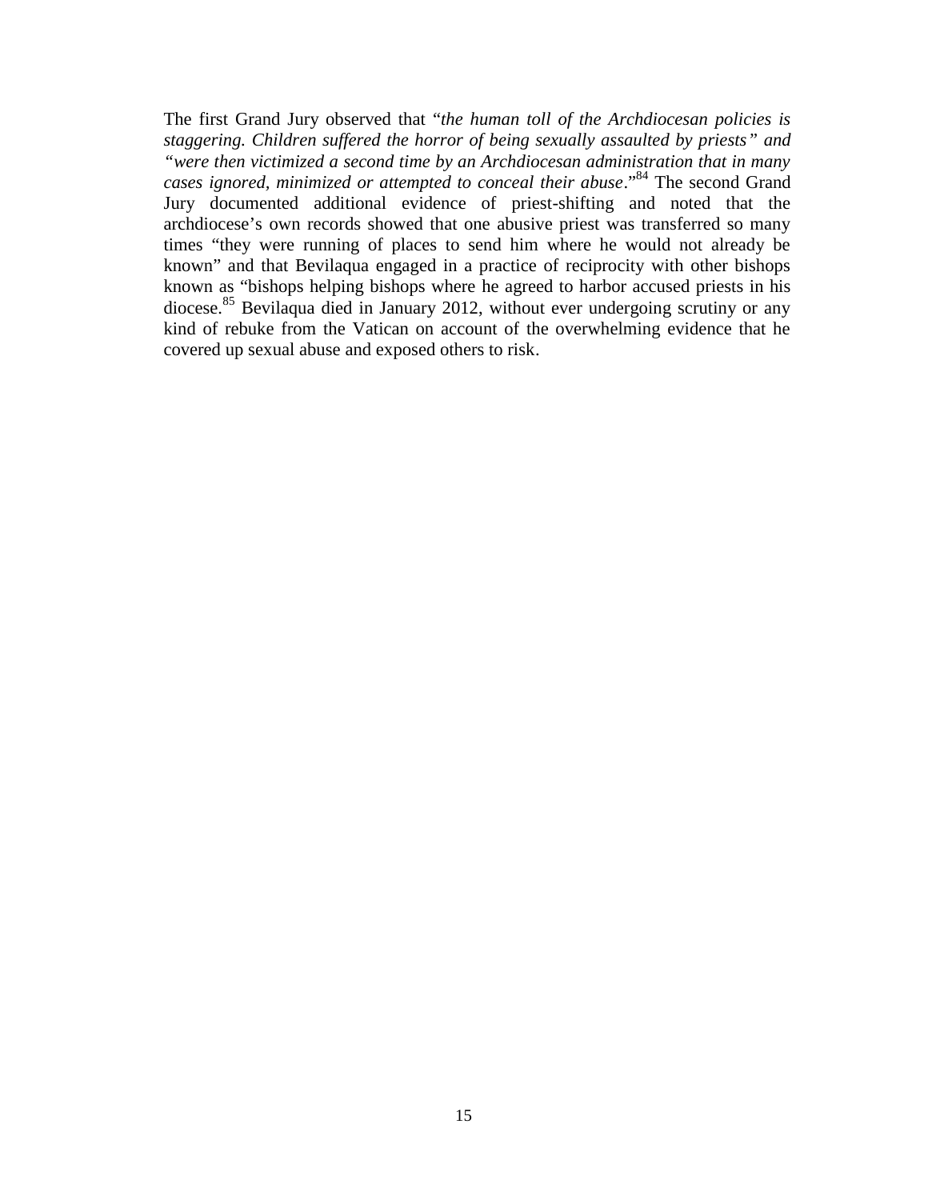The first Grand Jury observed that "*the human toll of the Archdiocesan policies is staggering. Children suffered the horror of being sexually assaulted by priests" and "were then victimized a second time by an Archdiocesan administration that in many cases ignored, minimized or attempted to conceal their abuse*."[84] The second Grand Jury documented additional evidence of priest-shifting and noted that the archdiocese's own records showed that one abusive priest was transferred so many times "they were running of places to send him where he would not already be known" and that Bevilaqua engaged in a practice of reciprocity with other bishops known as "bishops helping bishops where he agreed to harbor accused priests in his diocese.[85] Bevilaqua died in January 2012, without ever undergoing scrutiny or any kind of rebuke from the Vatican on account of the overwhelming evidence that he covered up sexual abuse and exposed others to risk.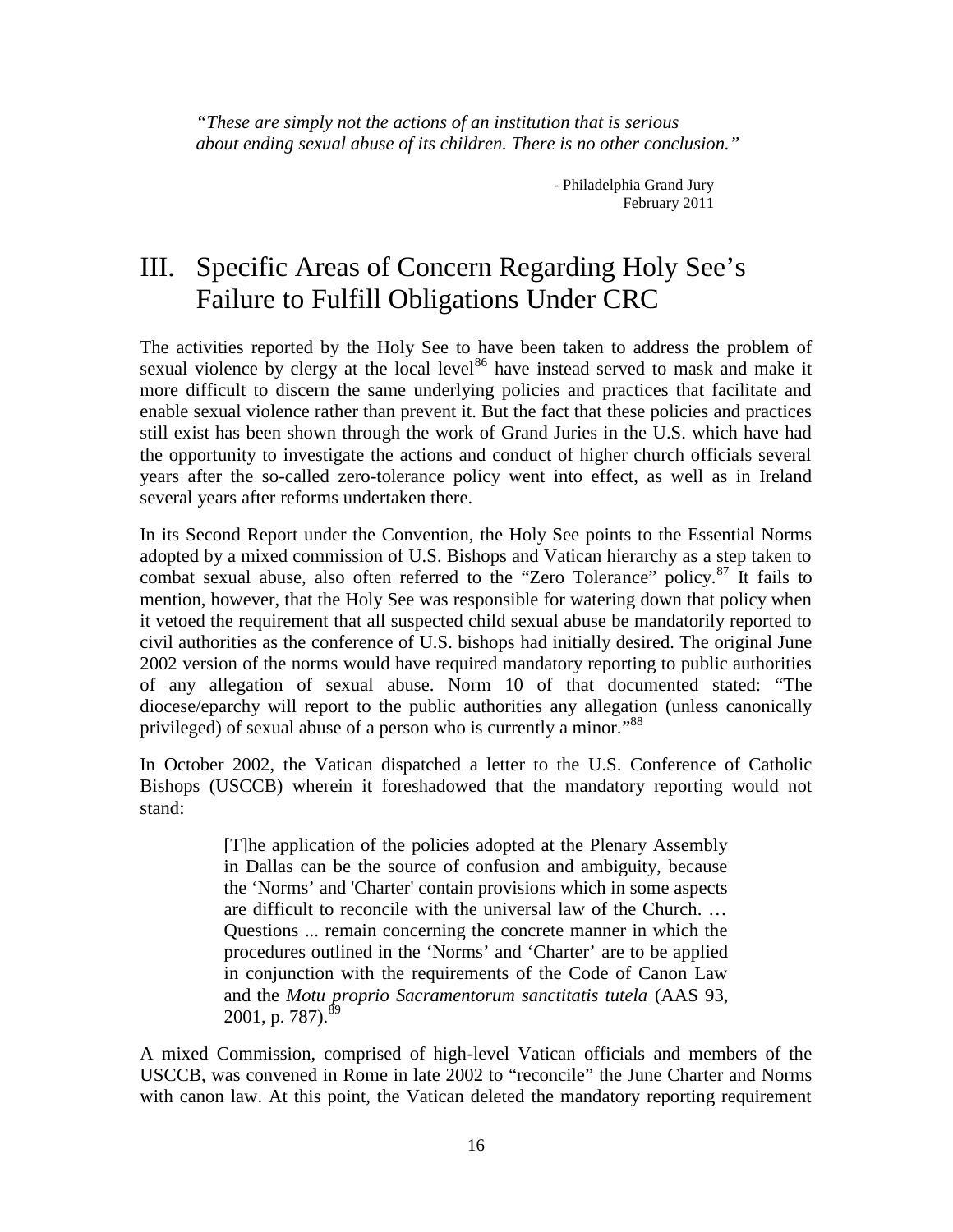*"These are simply not the actions of an institution that is serious about ending sexual abuse of its children. There is no other conclusion."*

- Philadelphia Grand Jury
February 2011

# III. Specific Areas of Concern Regarding Holy See's Failure to Fulfill Obligations Under CRC

The activities reported by the Holy See to have been taken to address the problem of sexual violence by clergy at the local level[86] have instead served to mask and make it more difficult to discern the same underlying policies and practices that facilitate and enable sexual violence rather than prevent it. But the fact that these policies and practices still exist has been shown through the work of Grand Juries in the U.S. which have had the opportunity to investigate the actions and conduct of higher church officials several years after the so-called zero-tolerance policy went into effect, as well as in Ireland several years after reforms undertaken there.

In its Second Report under the Convention, the Holy See points to the Essential Norms adopted by a mixed commission of U.S. Bishops and Vatican hierarchy as a step taken to combat sexual abuse, also often referred to the "Zero Tolerance" policy.[87] It fails to mention, however, that the Holy See was responsible for watering down that policy when it vetoed the requirement that all suspected child sexual abuse be mandatorily reported to civil authorities as the conference of U.S. bishops had initially desired. The original June 2002 version of the norms would have required mandatory reporting to public authorities of any allegation of sexual abuse. Norm 10 of that documented stated: "The diocese/eparchy will report to the public authorities any allegation (unless canonically privileged) of sexual abuse of a person who is currently a minor."[88]

In October 2002, the Vatican dispatched a letter to the U.S. Conference of Catholic Bishops (USCCB) wherein it foreshadowed that the mandatory reporting would not stand:

> [T]he application of the policies adopted at the Plenary Assembly in Dallas can be the source of confusion and ambiguity, because the 'Norms' and 'Charter' contain provisions which in some aspects are difficult to reconcile with the universal law of the Church. … Questions ... remain concerning the concrete manner in which the procedures outlined in the 'Norms' and 'Charter' are to be applied in conjunction with the requirements of the Code of Canon Law and the *Motu proprio Sacramentorum sanctitatis tutela* (AAS 93, 2001, p. 787).[89]

A mixed Commission, comprised of high-level Vatican officials and members of the USCCB, was convened in Rome in late 2002 to "reconcile" the June Charter and Norms with canon law. At this point, the Vatican deleted the mandatory reporting requirement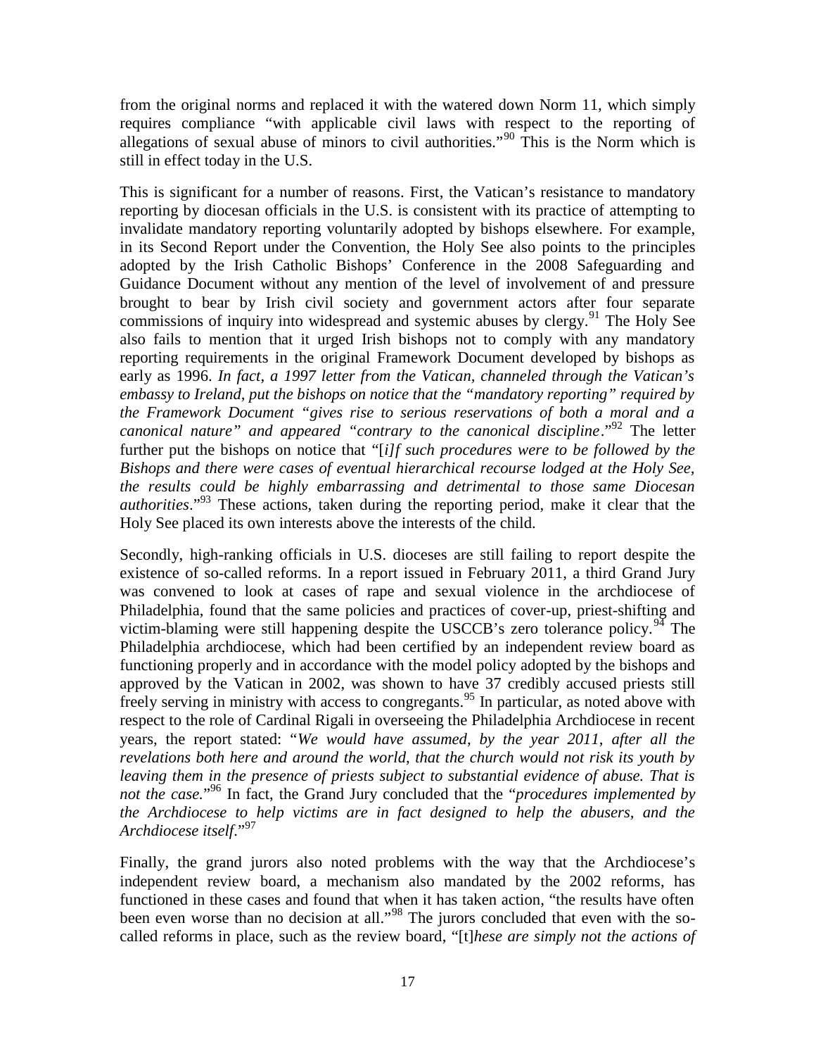from the original norms and replaced it with the watered down Norm 11, which simply requires compliance "with applicable civil laws with respect to the reporting of allegations of sexual abuse of minors to civil authorities."[90] This is the Norm which is still in effect today in the U.S.

This is significant for a number of reasons. First, the Vatican's resistance to mandatory reporting by diocesan officials in the U.S. is consistent with its practice of attempting to invalidate mandatory reporting voluntarily adopted by bishops elsewhere. For example, in its Second Report under the Convention, the Holy See also points to the principles adopted by the Irish Catholic Bishops' Conference in the 2008 Safeguarding and Guidance Document without any mention of the level of involvement of and pressure brought to bear by Irish civil society and government actors after four separate commissions of inquiry into widespread and systemic abuses by clergy.[91] The Holy See also fails to mention that it urged Irish bishops not to comply with any mandatory reporting requirements in the original Framework Document developed by bishops as early as 1996. *In fact, a 1997 letter from the Vatican, channeled through the Vatican's embassy to Ireland, put the bishops on notice that the "mandatory reporting" required by the Framework Document "gives rise to serious reservations of both a moral and a canonical nature" and appeared "contrary to the canonical discipline*."[92] The letter further put the bishops on notice that "[*i]f such procedures were to be followed by the Bishops and there were cases of eventual hierarchical recourse lodged at the Holy See, the results could be highly embarrassing and detrimental to those same Diocesan authorities*."[93] These actions, taken during the reporting period, make it clear that the Holy See placed its own interests above the interests of the child.

Secondly, high-ranking officials in U.S. dioceses are still failing to report despite the existence of so-called reforms. In a report issued in February 2011, a third Grand Jury was convened to look at cases of rape and sexual violence in the archdiocese of Philadelphia, found that the same policies and practices of cover-up, priest-shifting and victim-blaming were still happening despite the USCCB's zero tolerance policy.[94] The Philadelphia archdiocese, which had been certified by an independent review board as functioning properly and in accordance with the model policy adopted by the bishops and approved by the Vatican in 2002, was shown to have 37 credibly accused priests still freely serving in ministry with access to congregants.[95] In particular, as noted above with respect to the role of Cardinal Rigali in overseeing the Philadelphia Archdiocese in recent years, the report stated: "*We would have assumed, by the year 2011, after all the revelations both here and around the world, that the church would not risk its youth by leaving them in the presence of priests subject to substantial evidence of abuse. That is not the case.*"[96] In fact, the Grand Jury concluded that the "*procedures implemented by the Archdiocese to help victims are in fact designed to help the abusers, and the Archdiocese itself*."[97]

Finally, the grand jurors also noted problems with the way that the Archdiocese's independent review board, a mechanism also mandated by the 2002 reforms, has functioned in these cases and found that when it has taken action, "the results have often been even worse than no decision at all."[98] The jurors concluded that even with the so-called reforms in place, such as the review board, "[t]*hese are simply not the actions of*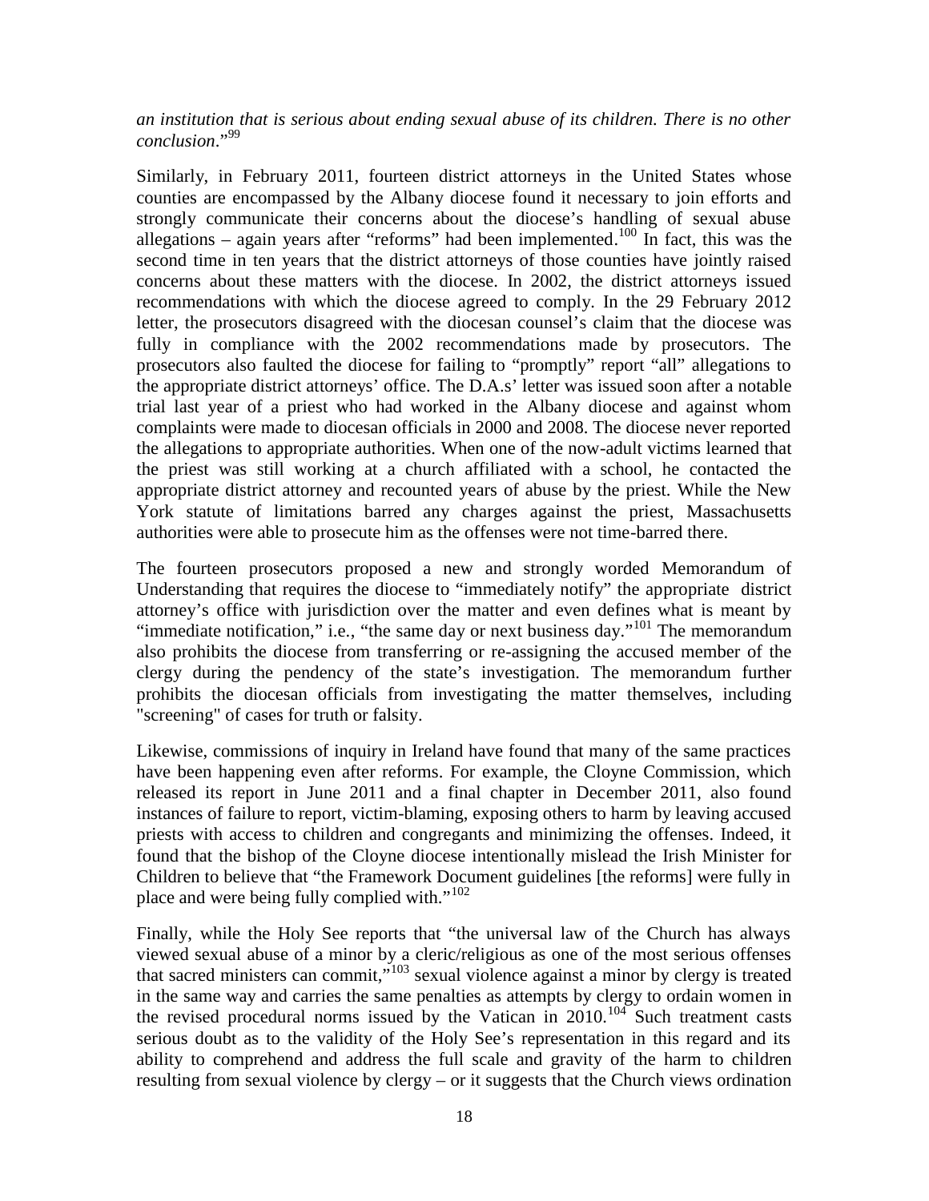*an institution that is serious about ending sexual abuse of its children. There is no other conclusion*."[99]

Similarly, in February 2011, fourteen district attorneys in the United States whose counties are encompassed by the Albany diocese found it necessary to join efforts and strongly communicate their concerns about the diocese's handling of sexual abuse allegations – again years after "reforms" had been implemented.[100] In fact, this was the second time in ten years that the district attorneys of those counties have jointly raised concerns about these matters with the diocese. In 2002, the district attorneys issued recommendations with which the diocese agreed to comply. In the 29 February 2012 letter, the prosecutors disagreed with the diocesan counsel's claim that the diocese was fully in compliance with the 2002 recommendations made by prosecutors. The prosecutors also faulted the diocese for failing to "promptly" report "all" allegations to the appropriate district attorneys' office. The D.A.s' letter was issued soon after a notable trial last year of a priest who had worked in the Albany diocese and against whom complaints were made to diocesan officials in 2000 and 2008. The diocese never reported the allegations to appropriate authorities. When one of the now-adult victims learned that the priest was still working at a church affiliated with a school, he contacted the appropriate district attorney and recounted years of abuse by the priest. While the New York statute of limitations barred any charges against the priest, Massachusetts authorities were able to prosecute him as the offenses were not time-barred there.

The fourteen prosecutors proposed a new and strongly worded Memorandum of Understanding that requires the diocese to "immediately notify" the appropriate district attorney's office with jurisdiction over the matter and even defines what is meant by "immediate notification," i.e., "the same day or next business day."[101] The memorandum also prohibits the diocese from transferring or re-assigning the accused member of the clergy during the pendency of the state's investigation. The memorandum further prohibits the diocesan officials from investigating the matter themselves, including "screening" of cases for truth or falsity.

Likewise, commissions of inquiry in Ireland have found that many of the same practices have been happening even after reforms. For example, the Cloyne Commission, which released its report in June 2011 and a final chapter in December 2011, also found instances of failure to report, victim-blaming, exposing others to harm by leaving accused priests with access to children and congregants and minimizing the offenses. Indeed, it found that the bishop of the Cloyne diocese intentionally mislead the Irish Minister for Children to believe that "the Framework Document guidelines [the reforms] were fully in place and were being fully complied with."[102]

Finally, while the Holy See reports that "the universal law of the Church has always viewed sexual abuse of a minor by a cleric/religious as one of the most serious offenses that sacred ministers can commit,"[103] sexual violence against a minor by clergy is treated in the same way and carries the same penalties as attempts by clergy to ordain women in the revised procedural norms issued by the Vatican in 2010.[104] Such treatment casts serious doubt as to the validity of the Holy See's representation in this regard and its ability to comprehend and address the full scale and gravity of the harm to children resulting from sexual violence by clergy – or it suggests that the Church views ordination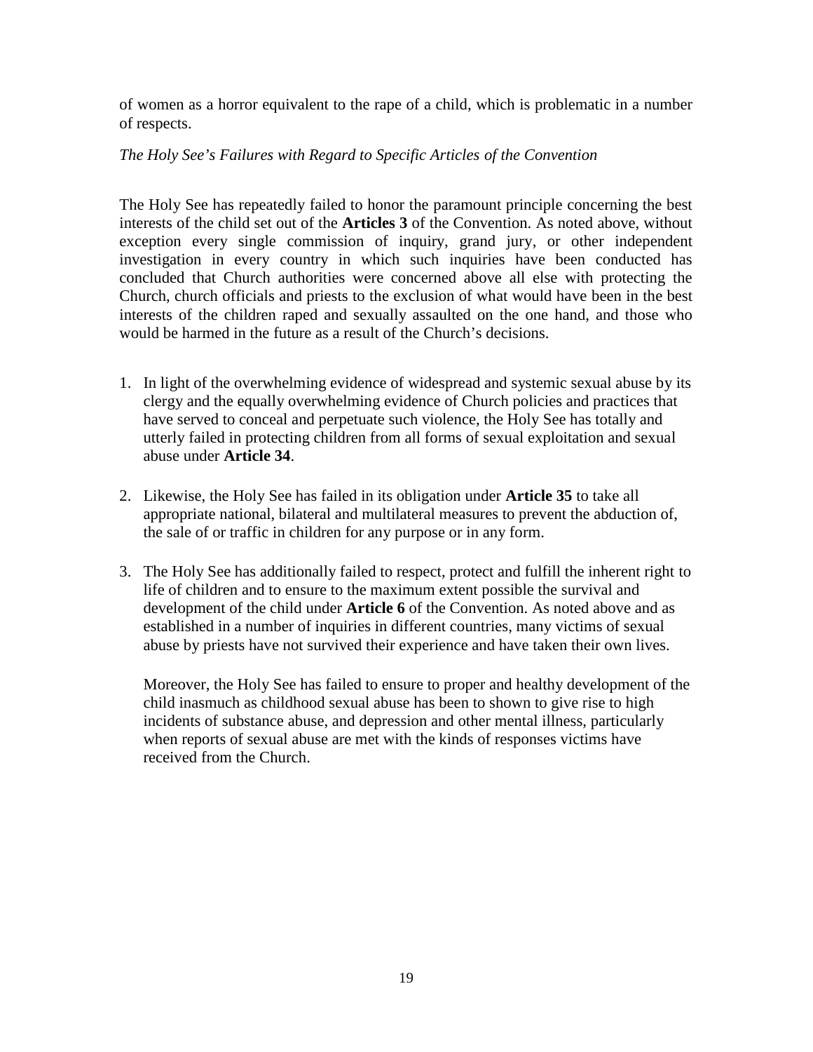of women as a horror equivalent to the rape of a child, which is problematic in a number of respects.

*The Holy See's Failures with Regard to Specific Articles of the Convention*

The Holy See has repeatedly failed to honor the paramount principle concerning the best interests of the child set out of the **Articles 3** of the Convention. As noted above, without exception every single commission of inquiry, grand jury, or other independent investigation in every country in which such inquiries have been conducted has concluded that Church authorities were concerned above all else with protecting the Church, church officials and priests to the exclusion of what would have been in the best interests of the children raped and sexually assaulted on the one hand, and those who would be harmed in the future as a result of the Church's decisions.

1. In light of the overwhelming evidence of widespread and systemic sexual abuse by its clergy and the equally overwhelming evidence of Church policies and practices that have served to conceal and perpetuate such violence, the Holy See has totally and utterly failed in protecting children from all forms of sexual exploitation and sexual abuse under **Article 34**.

2. Likewise, the Holy See has failed in its obligation under **Article 35** to take all appropriate national, bilateral and multilateral measures to prevent the abduction of, the sale of or traffic in children for any purpose or in any form.

3. The Holy See has additionally failed to respect, protect and fulfill the inherent right to life of children and to ensure to the maximum extent possible the survival and development of the child under **Article 6** of the Convention. As noted above and as established in a number of inquiries in different countries, many victims of sexual abuse by priests have not survived their experience and have taken their own lives.

   Moreover, the Holy See has failed to ensure to proper and healthy development of the child inasmuch as childhood sexual abuse has been to shown to give rise to high incidents of substance abuse, and depression and other mental illness, particularly when reports of sexual abuse are met with the kinds of responses victims have received from the Church.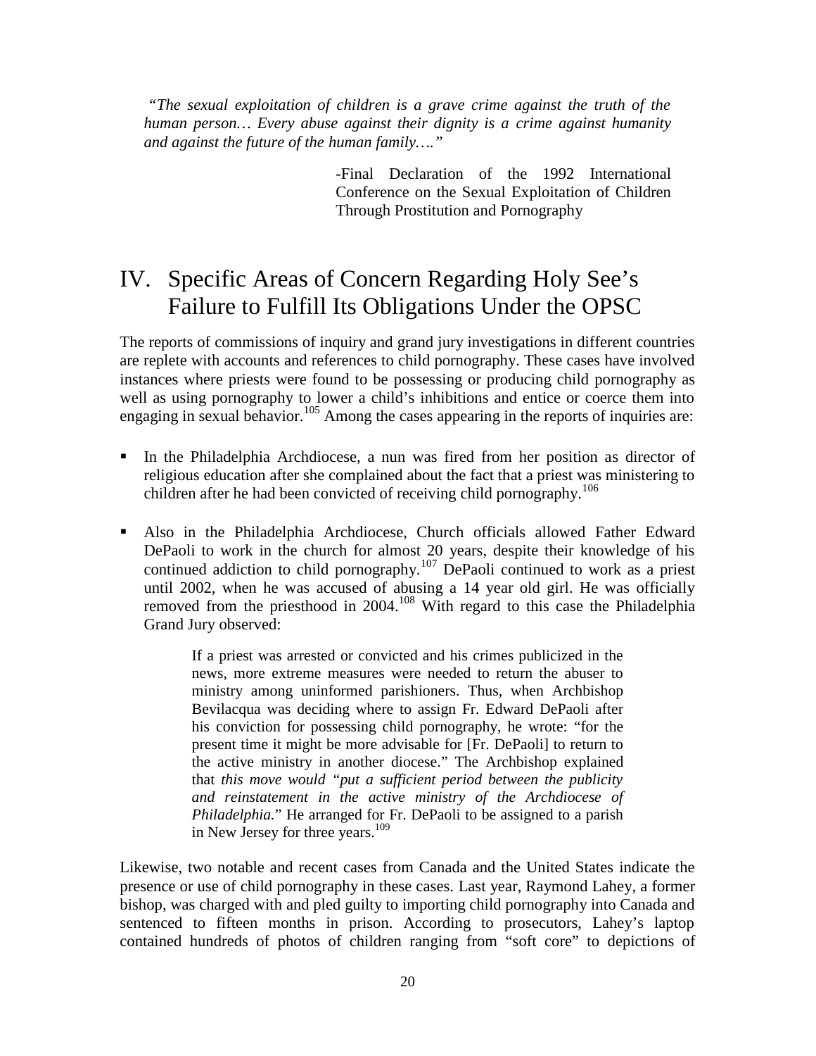*"The sexual exploitation of children is a grave crime against the truth of the human person… Every abuse against their dignity is a crime against humanity and against the future of the human family…."*

> -Final Declaration of the 1992 International Conference on the Sexual Exploitation of Children Through Prostitution and Pornography

# IV. Specific Areas of Concern Regarding Holy See's Failure to Fulfill Its Obligations Under the OPSC

The reports of commissions of inquiry and grand jury investigations in different countries are replete with accounts and references to child pornography. These cases have involved instances where priests were found to be possessing or producing child pornography as well as using pornography to lower a child's inhibitions and entice or coerce them into engaging in sexual behavior.[105] Among the cases appearing in the reports of inquiries are:

- In the Philadelphia Archdiocese, a nun was fired from her position as director of religious education after she complained about the fact that a priest was ministering to children after he had been convicted of receiving child pornography.[106]

- Also in the Philadelphia Archdiocese, Church officials allowed Father Edward DePaoli to work in the church for almost 20 years, despite their knowledge of his continued addiction to child pornography.[107] DePaoli continued to work as a priest until 2002, when he was accused of abusing a 14 year old girl. He was officially removed from the priesthood in 2004.[108] With regard to this case the Philadelphia Grand Jury observed:

> If a priest was arrested or convicted and his crimes publicized in the news, more extreme measures were needed to return the abuser to ministry among uninformed parishioners. Thus, when Archbishop Bevilacqua was deciding where to assign Fr. Edward DePaoli after his conviction for possessing child pornography, he wrote: "for the present time it might be more advisable for [Fr. DePaoli] to return to the active ministry in another diocese." The Archbishop explained that *this move would "put a sufficient period between the publicity and reinstatement in the active ministry of the Archdiocese of Philadelphia.*" He arranged for Fr. DePaoli to be assigned to a parish in New Jersey for three years.[109]

Likewise, two notable and recent cases from Canada and the United States indicate the presence or use of child pornography in these cases. Last year, Raymond Lahey, a former bishop, was charged with and pled guilty to importing child pornography into Canada and sentenced to fifteen months in prison. According to prosecutors, Lahey's laptop contained hundreds of photos of children ranging from "soft core" to depictions of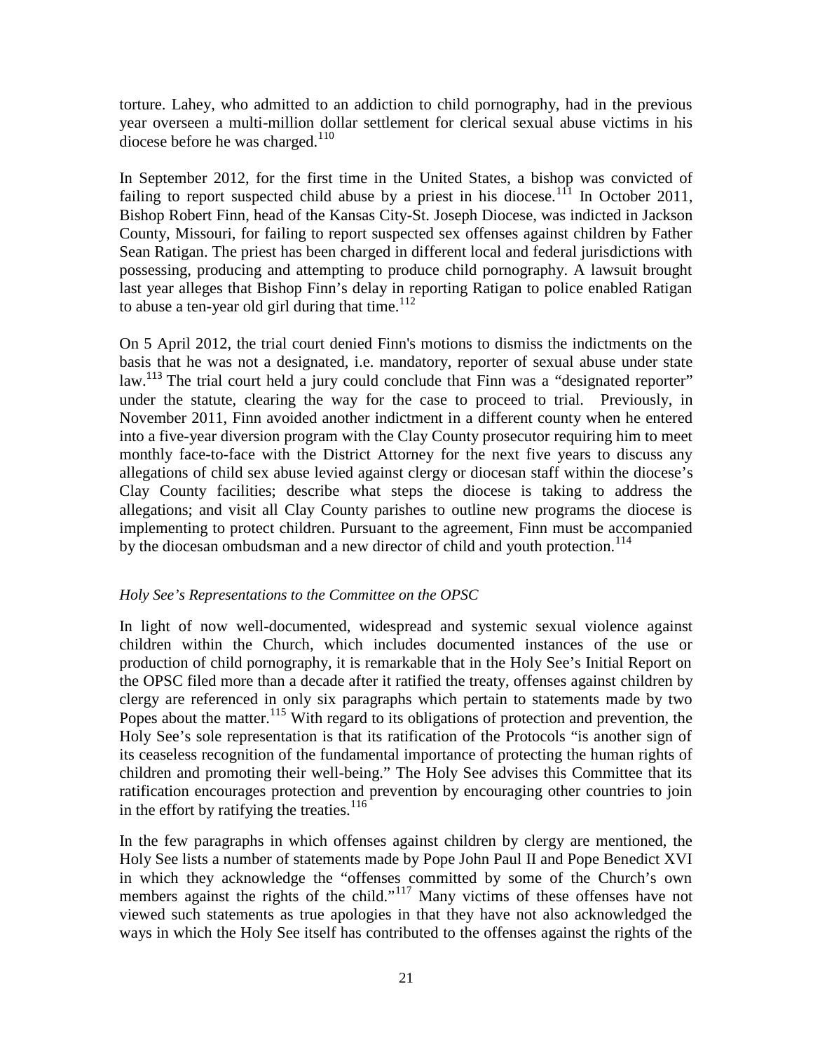torture. Lahey, who admitted to an addiction to child pornography, had in the previous year overseen a multi-million dollar settlement for clerical sexual abuse victims in his diocese before he was charged.[110]

In September 2012, for the first time in the United States, a bishop was convicted of failing to report suspected child abuse by a priest in his diocese.[111] In October 2011, Bishop Robert Finn, head of the Kansas City-St. Joseph Diocese, was indicted in Jackson County, Missouri, for failing to report suspected sex offenses against children by Father Sean Ratigan. The priest has been charged in different local and federal jurisdictions with possessing, producing and attempting to produce child pornography. A lawsuit brought last year alleges that Bishop Finn's delay in reporting Ratigan to police enabled Ratigan to abuse a ten-year old girl during that time.[112]

On 5 April 2012, the trial court denied Finn's motions to dismiss the indictments on the basis that he was not a designated, i.e. mandatory, reporter of sexual abuse under state law.[113] The trial court held a jury could conclude that Finn was a "designated reporter" under the statute, clearing the way for the case to proceed to trial. Previously, in November 2011, Finn avoided another indictment in a different county when he entered into a five-year diversion program with the Clay County prosecutor requiring him to meet monthly face-to-face with the District Attorney for the next five years to discuss any allegations of child sex abuse levied against clergy or diocesan staff within the diocese's Clay County facilities; describe what steps the diocese is taking to address the allegations; and visit all Clay County parishes to outline new programs the diocese is implementing to protect children. Pursuant to the agreement, Finn must be accompanied by the diocesan ombudsman and a new director of child and youth protection.[114]

*Holy See's Representations to the Committee on the OPSC*

In light of now well-documented, widespread and systemic sexual violence against children within the Church, which includes documented instances of the use or production of child pornography, it is remarkable that in the Holy See's Initial Report on the OPSC filed more than a decade after it ratified the treaty, offenses against children by clergy are referenced in only six paragraphs which pertain to statements made by two Popes about the matter.[115] With regard to its obligations of protection and prevention, the Holy See's sole representation is that its ratification of the Protocols "is another sign of its ceaseless recognition of the fundamental importance of protecting the human rights of children and promoting their well-being." The Holy See advises this Committee that its ratification encourages protection and prevention by encouraging other countries to join in the effort by ratifying the treaties.[116]

In the few paragraphs in which offenses against children by clergy are mentioned, the Holy See lists a number of statements made by Pope John Paul II and Pope Benedict XVI in which they acknowledge the "offenses committed by some of the Church's own members against the rights of the child."[117] Many victims of these offenses have not viewed such statements as true apologies in that they have not also acknowledged the ways in which the Holy See itself has contributed to the offenses against the rights of the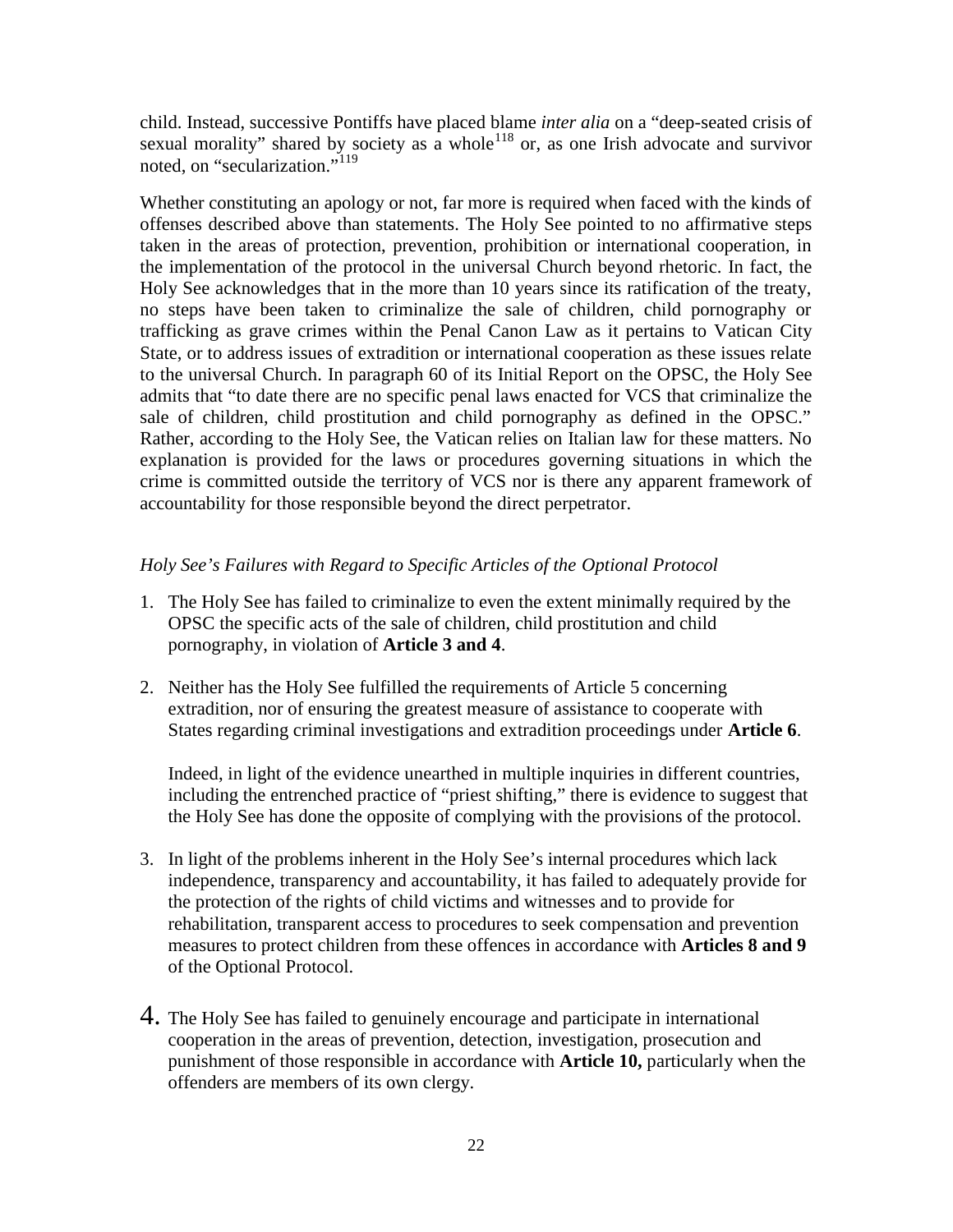child. Instead, successive Pontiffs have placed blame *inter alia* on a "deep-seated crisis of sexual morality" shared by society as a whole[118] or, as one Irish advocate and survivor noted, on "secularization."[119]

Whether constituting an apology or not, far more is required when faced with the kinds of offenses described above than statements. The Holy See pointed to no affirmative steps taken in the areas of protection, prevention, prohibition or international cooperation, in the implementation of the protocol in the universal Church beyond rhetoric. In fact, the Holy See acknowledges that in the more than 10 years since its ratification of the treaty, no steps have been taken to criminalize the sale of children, child pornography or trafficking as grave crimes within the Penal Canon Law as it pertains to Vatican City State, or to address issues of extradition or international cooperation as these issues relate to the universal Church. In paragraph 60 of its Initial Report on the OPSC, the Holy See admits that "to date there are no specific penal laws enacted for VCS that criminalize the sale of children, child prostitution and child pornography as defined in the OPSC." Rather, according to the Holy See, the Vatican relies on Italian law for these matters. No explanation is provided for the laws or procedures governing situations in which the crime is committed outside the territory of VCS nor is there any apparent framework of accountability for those responsible beyond the direct perpetrator.

*Holy See's Failures with Regard to Specific Articles of the Optional Protocol*

1. The Holy See has failed to criminalize to even the extent minimally required by the OPSC the specific acts of the sale of children, child prostitution and child pornography, in violation of **Article 3 and 4**.

2. Neither has the Holy See fulfilled the requirements of Article 5 concerning extradition, nor of ensuring the greatest measure of assistance to cooperate with States regarding criminal investigations and extradition proceedings under **Article 6**.

   Indeed, in light of the evidence unearthed in multiple inquiries in different countries, including the entrenched practice of "priest shifting," there is evidence to suggest that the Holy See has done the opposite of complying with the provisions of the protocol.

3. In light of the problems inherent in the Holy See's internal procedures which lack independence, transparency and accountability, it has failed to adequately provide for the protection of the rights of child victims and witnesses and to provide for rehabilitation, transparent access to procedures to seek compensation and prevention measures to protect children from these offences in accordance with **Articles 8 and 9** of the Optional Protocol.

4. The Holy See has failed to genuinely encourage and participate in international cooperation in the areas of prevention, detection, investigation, prosecution and punishment of those responsible in accordance with **Article 10,** particularly when the offenders are members of its own clergy.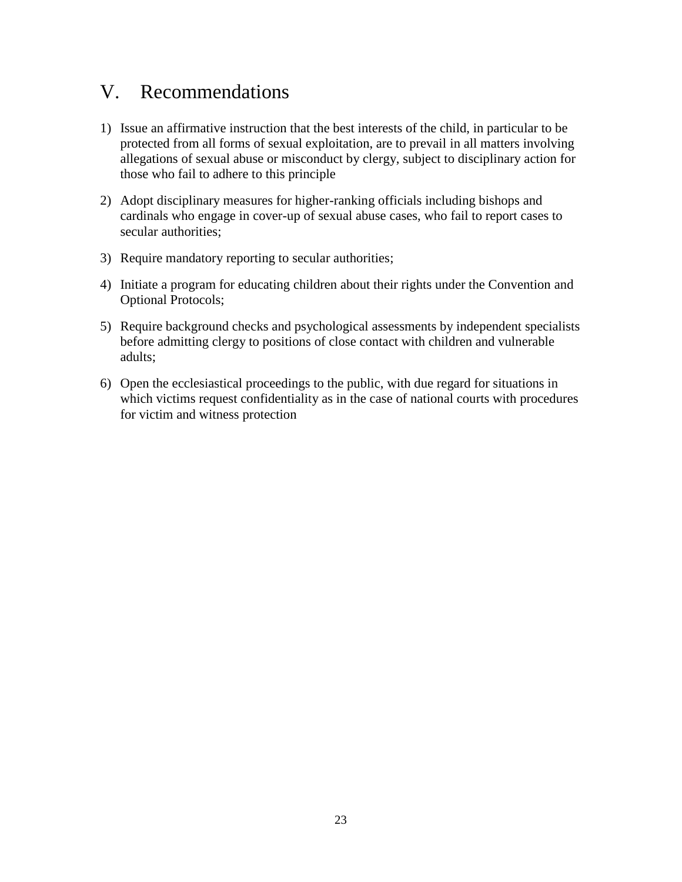# V. Recommendations

1) Issue an affirmative instruction that the best interests of the child, in particular to be protected from all forms of sexual exploitation, are to prevail in all matters involving allegations of sexual abuse or misconduct by clergy, subject to disciplinary action for those who fail to adhere to this principle

2) Adopt disciplinary measures for higher-ranking officials including bishops and cardinals who engage in cover-up of sexual abuse cases, who fail to report cases to secular authorities;

3) Require mandatory reporting to secular authorities;

4) Initiate a program for educating children about their rights under the Convention and Optional Protocols;

5) Require background checks and psychological assessments by independent specialists before admitting clergy to positions of close contact with children and vulnerable adults;

6) Open the ecclesiastical proceedings to the public, with due regard for situations in which victims request confidentiality as in the case of national courts with procedures for victim and witness protection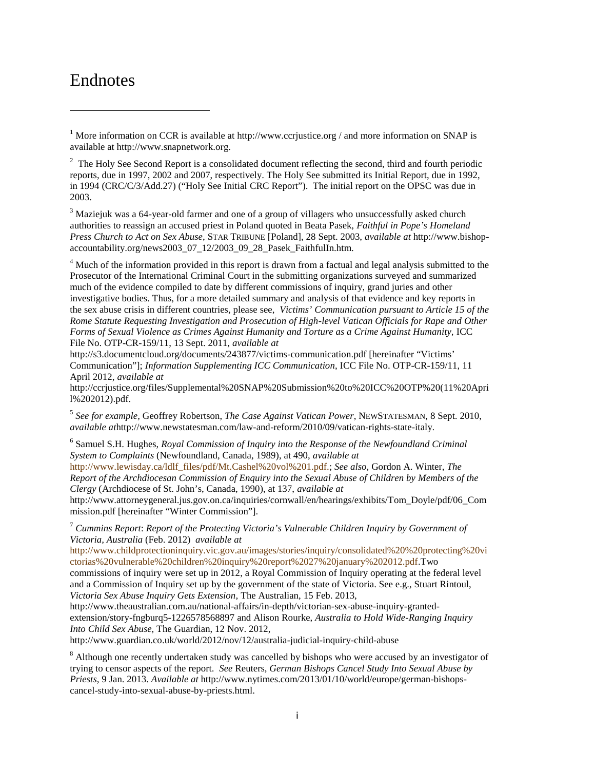# Endnotes

[1] More information on CCR is available at http://www.ccrjustice.org / and more information on SNAP is available at http://www.snapnetwork.org.

[2] The Holy See Second Report is a consolidated document reflecting the second, third and fourth periodic reports, due in 1997, 2002 and 2007, respectively. The Holy See submitted its Initial Report, due in 1992, in 1994 (CRC/C/3/Add.27) ("Holy See Initial CRC Report"). The initial report on the OPSC was due in 2003.

[3] Maziejuk was a 64-year-old farmer and one of a group of villagers who unsuccessfully asked church authorities to reassign an accused priest in Poland quoted in Beata Pasek, *Faithful in Pope's Homeland Press Church to Act on Sex Abuse*, STAR TRIBUNE [Poland], 28 Sept. 2003, *available at* http://www.bishop-accountability.org/news2003_07_12/2003_09_28_Pasek_FaithfulIn.htm.

[4] Much of the information provided in this report is drawn from a factual and legal analysis submitted to the Prosecutor of the International Criminal Court in the submitting organizations surveyed and summarized much of the evidence compiled to date by different commissions of inquiry, grand juries and other investigative bodies. Thus, for a more detailed summary and analysis of that evidence and key reports in the sex abuse crisis in different countries, please see, *Victims' Communication pursuant to Article 15 of the Rome Statute Requesting Investigation and Prosecution of High-level Vatican Officials for Rape and Other Forms of Sexual Violence as Crimes Against Humanity and Torture as a Crime Against Humanity,* ICC File No. OTP-CR-159/11, 13 Sept. 2011, *available at* http://s3.documentcloud.org/documents/243877/victims-communication.pdf [hereinafter "Victims' Communication"]; *Information Supplementing ICC Communication*, ICC File No. OTP-CR-159/11, 11 April 2012, *available at* http://ccrjustice.org/files/Supplemental%20SNAP%20Submission%20to%20ICC%20OTP%20(11%20April%202012).pdf.

[5] *See for example*, Geoffrey Robertson, *The Case Against Vatican Power*, NEWSTATESMAN, 8 Sept. 2010, *available at*http://www.newstatesman.com/law-and-reform/2010/09/vatican-rights-state-italy.

[6] Samuel S.H. Hughes, *Royal Commission of Inquiry into the Response of the Newfoundland Criminal System to Complaints* (Newfoundland, Canada, 1989), at 490, *available at* http://www.lewisday.ca/ldlf_files/pdf/Mt.Cashel%20vol%201.pdf.; *See also,* Gordon A. Winter, *The Report of the Archdiocesan Commission of Enquiry into the Sexual Abuse of Children by Members of the Clergy* (Archdiocese of St. John's, Canada, 1990), at 137, *available at* http://www.attorneygeneral.jus.gov.on.ca/inquiries/cornwall/en/hearings/exhibits/Tom_Doyle/pdf/06_Commission.pdf [hereinafter "Winter Commission"].

[7] *Cummins Report*: *Report of the Protecting Victoria's Vulnerable Children Inquiry by Government of Victoria, Australia* (Feb. 2012) *available at* http://www.childprotectioninquiry.vic.gov.au/images/stories/inquiry/consolidated%20%20protecting%20victorias%20vulnerable%20children%20inquiry%20report%2027%20january%202012.pdf.Two commissions of inquiry were set up in 2012, a Royal Commission of Inquiry operating at the federal level and a Commission of Inquiry set up by the government of the state of Victoria. See e.g., Stuart Rintoul, *Victoria Sex Abuse Inquiry Gets Extension,* The Australian, 15 Feb. 2013, http://www.theaustralian.com.au/national-affairs/in-depth/victorian-sex-abuse-inquiry-granted-extension/story-fngburq5-1226578568897 and Alison Rourke, *Australia to Hold Wide-Ranging Inquiry Into Child Sex Abuse*, The Guardian, 12 Nov. 2012, http://www.guardian.co.uk/world/2012/nov/12/australia-judicial-inquiry-child-abuse

[8] Although one recently undertaken study was cancelled by bishops who were accused by an investigator of trying to censor aspects of the report. *See* Reuters, *German Bishops Cancel Study Into Sexual Abuse by Priests,* 9 Jan. 2013. *Available at* http://www.nytimes.com/2013/01/10/world/europe/german-bishops-cancel-study-into-sexual-abuse-by-priests.html.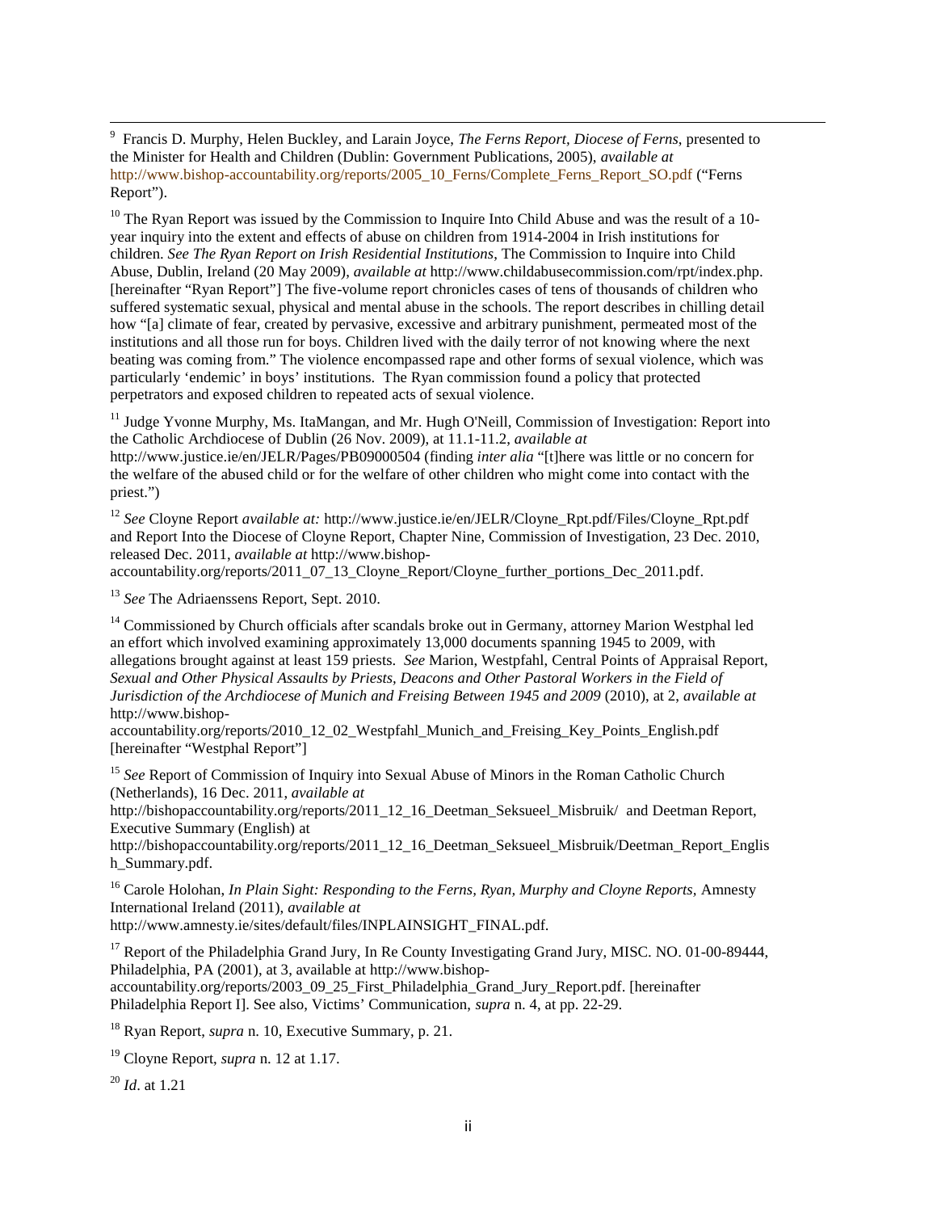[9] Francis D. Murphy, Helen Buckley, and Larain Joyce, *The Ferns Report, Diocese of Ferns*, presented to the Minister for Health and Children (Dublin: Government Publications, 2005), *available at* http://www.bishop-accountability.org/reports/2005_10_Ferns/Complete_Ferns_Report_SO.pdf ("Ferns Report").

[10] The Ryan Report was issued by the Commission to Inquire Into Child Abuse and was the result of a 10-year inquiry into the extent and effects of abuse on children from 1914-2004 in Irish institutions for children. *See The Ryan Report on Irish Residential Institutions*, The Commission to Inquire into Child Abuse, Dublin, Ireland (20 May 2009), *available at* http://www.childabusecommission.com/rpt/index.php. [hereinafter "Ryan Report"] The five-volume report chronicles cases of tens of thousands of children who suffered systematic sexual, physical and mental abuse in the schools. The report describes in chilling detail how "[a] climate of fear, created by pervasive, excessive and arbitrary punishment, permeated most of the institutions and all those run for boys. Children lived with the daily terror of not knowing where the next beating was coming from." The violence encompassed rape and other forms of sexual violence, which was particularly 'endemic' in boys' institutions. The Ryan commission found a policy that protected perpetrators and exposed children to repeated acts of sexual violence.

[11] Judge Yvonne Murphy, Ms. ItaMangan, and Mr. Hugh O'Neill, Commission of Investigation: Report into the Catholic Archdiocese of Dublin (26 Nov. 2009), at 11.1-11.2, *available at* http://www.justice.ie/en/JELR/Pages/PB09000504 (finding *inter alia* "[t]here was little or no concern for the welfare of the abused child or for the welfare of other children who might come into contact with the priest.")

[12] *See* Cloyne Report *available at:* http://www.justice.ie/en/JELR/Cloyne_Rpt.pdf/Files/Cloyne_Rpt.pdf and Report Into the Diocese of Cloyne Report, Chapter Nine, Commission of Investigation, 23 Dec. 2010, released Dec. 2011, *available at* http://www.bishop-accountability.org/reports/2011_07_13_Cloyne_Report/Cloyne_further_portions_Dec_2011.pdf.

[13] *See* The Adriaenssens Report, Sept. 2010.

[14] Commissioned by Church officials after scandals broke out in Germany, attorney Marion Westphal led an effort which involved examining approximately 13,000 documents spanning 1945 to 2009, with allegations brought against at least 159 priests. *See* Marion, Westpfahl, Central Points of Appraisal Report, *Sexual and Other Physical Assaults by Priests, Deacons and Other Pastoral Workers in the Field of Jurisdiction of the Archdiocese of Munich and Freising Between 1945 and 2009* (2010), at 2, *available at* http://www.bishop-accountability.org/reports/2010_12_02_Westpfahl_Munich_and_Freising_Key_Points_English.pdf [hereinafter "Westphal Report"]

[15] *See* Report of Commission of Inquiry into Sexual Abuse of Minors in the Roman Catholic Church (Netherlands), 16 Dec. 2011, *available at* http://bishopaccountability.org/reports/2011_12_16_Deetman_Seksueel_Misbruik/ and Deetman Report, Executive Summary (English) at http://bishopaccountability.org/reports/2011_12_16_Deetman_Seksueel_Misbruik/Deetman_Report_English_Summary.pdf.

[16] Carole Holohan, *In Plain Sight: Responding to the Ferns, Ryan, Murphy and Cloyne Reports,* Amnesty International Ireland (2011), *available at* http://www.amnesty.ie/sites/default/files/INPLAINSIGHT_FINAL.pdf.

[17] Report of the Philadelphia Grand Jury, In Re County Investigating Grand Jury, MISC. NO. 01-00-89444, Philadelphia, PA (2001), at 3, available at http://www.bishop-accountability.org/reports/2003_09_25_First_Philadelphia_Grand_Jury_Report.pdf. [hereinafter Philadelphia Report I]. See also, Victims' Communication, *supra* n. 4, at pp. 22-29.

[18] Ryan Report, *supra* n. 10, Executive Summary, p. 21.

[19] Cloyne Report, *supra* n. 12 at 1.17.

[20] *Id*. at 1.21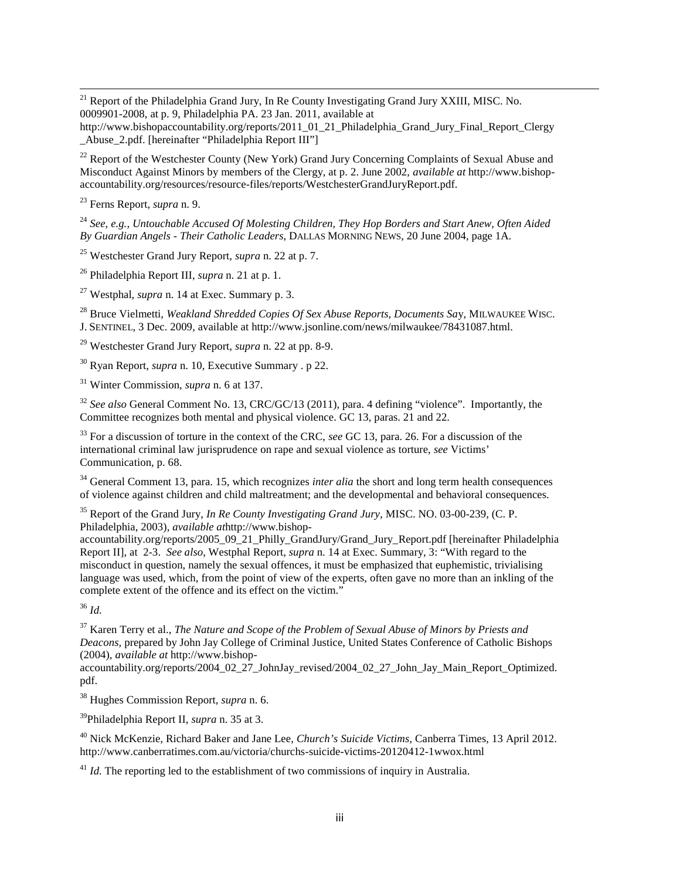[21] Report of the Philadelphia Grand Jury, In Re County Investigating Grand Jury XXIII, MISC. No. 0009901-2008, at p. 9, Philadelphia PA. 23 Jan. 2011, available at http://www.bishopaccountability.org/reports/2011_01_21_Philadelphia_Grand_Jury_Final_Report_Clergy_Abuse_2.pdf. [hereinafter "Philadelphia Report III"]

[22] Report of the Westchester County (New York) Grand Jury Concerning Complaints of Sexual Abuse and Misconduct Against Minors by members of the Clergy, at p. 2. June 2002, *available at* http://www.bishop-accountability.org/resources/resource-files/reports/WestchesterGrandJuryReport.pdf.

[23] Ferns Report, *supra* n. 9.

[24] *See, e.g., Untouchable Accused Of Molesting Children, They Hop Borders and Start Anew, Often Aided By Guardian Angels - Their Catholic Leaders*, DALLAS MORNING NEWS, 20 June 2004, page 1A.

[25] Westchester Grand Jury Report, *supra* n. 22 at p. 7.

[26] Philadelphia Report III, *supra* n. 21 at p. 1.

[27] Westphal, *supra* n. 14 at Exec. Summary p. 3.

[28] Bruce Vielmetti, *Weakland Shredded Copies Of Sex Abuse Reports, Documents Say*, MILWAUKEE WISC. J. SENTINEL, 3 Dec. 2009, available at http://www.jsonline.com/news/milwaukee/78431087.html.

[29] Westchester Grand Jury Report, *supra* n. 22 at pp. 8-9.

[30] Ryan Report, *supra* n. 10, Executive Summary . p 22.

[31] Winter Commission, *supra* n. 6 at 137.

[32] *See also* General Comment No. 13, CRC/GC/13 (2011), para. 4 defining "violence". Importantly, the Committee recognizes both mental and physical violence. GC 13, paras. 21 and 22.

[33] For a discussion of torture in the context of the CRC, *see* GC 13, para. 26. For a discussion of the international criminal law jurisprudence on rape and sexual violence as torture, *see* Victims' Communication, p. 68.

[34] General Comment 13, para. 15, which recognizes *inter alia* the short and long term health consequences of violence against children and child maltreatment; and the developmental and behavioral consequences.

[35] Report of the Grand Jury, *In Re County Investigating Grand Jury*, MISC. NO. 03-00-239, (C. P. Philadelphia, 2003), *available at*http://www.bishop-accountability.org/reports/2005_09_21_Philly_GrandJury/Grand_Jury_Report.pdf [hereinafter Philadelphia Report II], at 2-3. *See also,* Westphal Report, *supra* n. 14 at Exec. Summary, 3: "With regard to the misconduct in question, namely the sexual offences, it must be emphasized that euphemistic, trivialising language was used, which, from the point of view of the experts, often gave no more than an inkling of the complete extent of the offence and its effect on the victim."

[36] *Id.*

[37] Karen Terry et al., *The Nature and Scope of the Problem of Sexual Abuse of Minors by Priests and Deacons,* prepared by John Jay College of Criminal Justice, United States Conference of Catholic Bishops (2004), *available at* http://www.bishop-accountability.org/reports/2004_02_27_JohnJay_revised/2004_02_27_John_Jay_Main_Report_Optimized.pdf.

[38] Hughes Commission Report, *supra* n. 6.

[39] Philadelphia Report II, *supra* n. 35 at 3.

[40] Nick McKenzie, Richard Baker and Jane Lee, *Church's Suicide Victims,* Canberra Times, 13 April 2012. http://www.canberratimes.com.au/victoria/churchs-suicide-victims-20120412-1wwox.html

[41] *Id.* The reporting led to the establishment of two commissions of inquiry in Australia.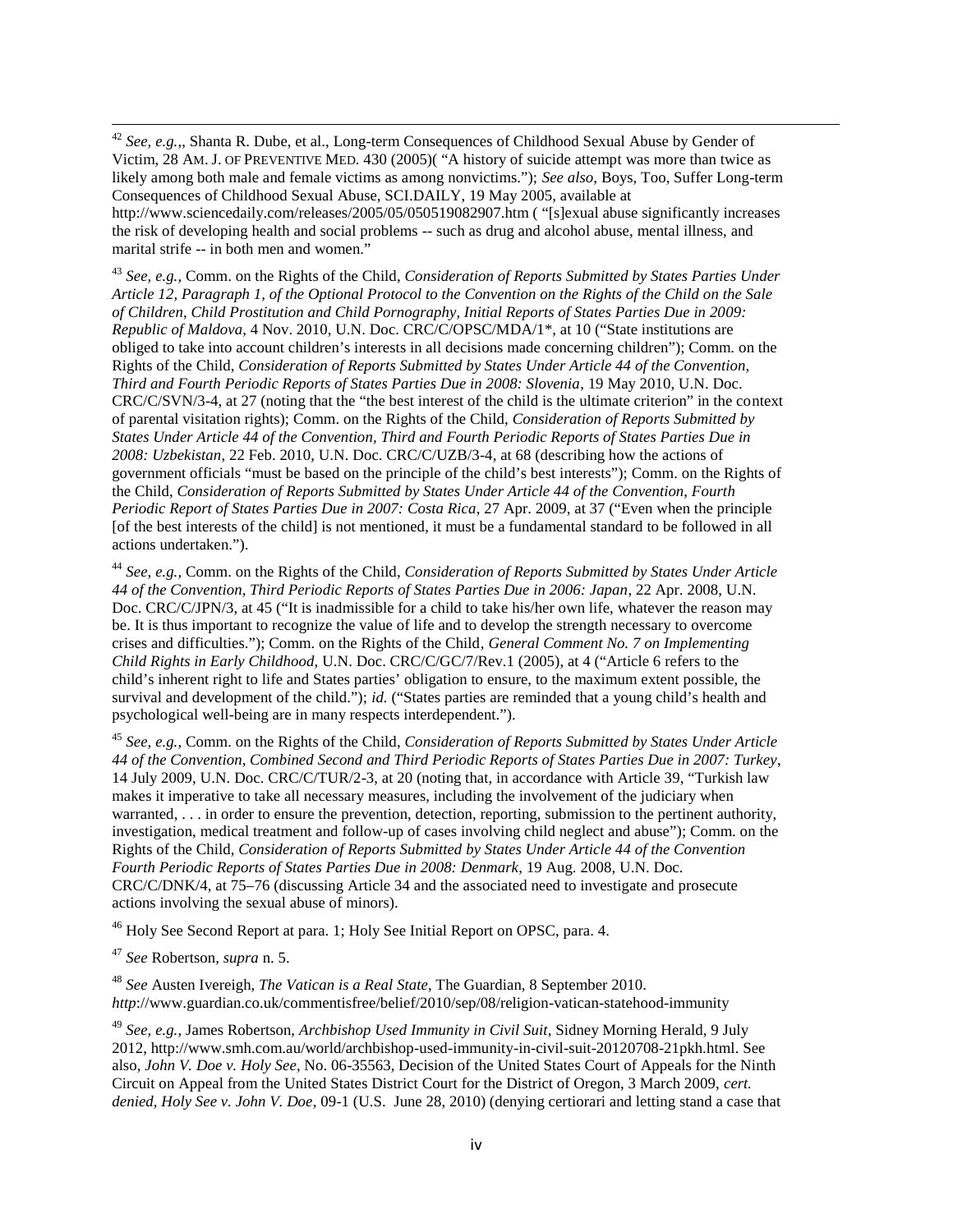[42] *See, e.g.,*, Shanta R. Dube, et al., Long-term Consequences of Childhood Sexual Abuse by Gender of Victim, 28 AM. J. OF PREVENTIVE MED. 430 (2005)( "A history of suicide attempt was more than twice as likely among both male and female victims as among nonvictims."); *See also*, Boys, Too, Suffer Long-term Consequences of Childhood Sexual Abuse, SCI.DAILY, 19 May 2005, available at http://www.sciencedaily.com/releases/2005/05/050519082907.htm ( "[s]exual abuse significantly increases the risk of developing health and social problems -- such as drug and alcohol abuse, mental illness, and marital strife -- in both men and women."

[43] *See, e.g.,* Comm. on the Rights of the Child, *Consideration of Reports Submitted by States Parties Under Article 12, Paragraph 1, of the Optional Protocol to the Convention on the Rights of the Child on the Sale of Children, Child Prostitution and Child Pornography, Initial Reports of States Parties Due in 2009: Republic of Maldova*, 4 Nov. 2010, U.N. Doc. CRC/C/OPSC/MDA/1*, at 10 ("State institutions are obliged to take into account children's interests in all decisions made concerning children"); Comm. on the Rights of the Child, *Consideration of Reports Submitted by States Under Article 44 of the Convention, Third and Fourth Periodic Reports of States Parties Due in 2008: Slovenia*, 19 May 2010, U.N. Doc. CRC/C/SVN/3-4, at 27 (noting that the "the best interest of the child is the ultimate criterion" in the context of parental visitation rights); Comm. on the Rights of the Child, *Consideration of Reports Submitted by States Under Article 44 of the Convention, Third and Fourth Periodic Reports of States Parties Due in 2008: Uzbekistan*, 22 Feb. 2010, U.N. Doc. CRC/C/UZB/3-4, at 68 (describing how the actions of government officials "must be based on the principle of the child's best interests"); Comm. on the Rights of the Child, *Consideration of Reports Submitted by States Under Article 44 of the Convention, Fourth Periodic Report of States Parties Due in 2007: Costa Rica*, 27 Apr. 2009, at 37 ("Even when the principle [of the best interests of the child] is not mentioned, it must be a fundamental standard to be followed in all actions undertaken.").

[44] *See, e.g.,* Comm. on the Rights of the Child, *Consideration of Reports Submitted by States Under Article 44 of the Convention, Third Periodic Reports of States Parties Due in 2006: Japan*, 22 Apr. 2008, U.N. Doc. CRC/C/JPN/3, at 45 ("It is inadmissible for a child to take his/her own life, whatever the reason may be. It is thus important to recognize the value of life and to develop the strength necessary to overcome crises and difficulties."); Comm. on the Rights of the Child, *General Comment No. 7 on Implementing Child Rights in Early Childhood*, U.N. Doc. CRC/C/GC/7/Rev.1 (2005), at 4 ("Article 6 refers to the child's inherent right to life and States parties' obligation to ensure, to the maximum extent possible, the survival and development of the child."); *id.* ("States parties are reminded that a young child's health and psychological well-being are in many respects interdependent.").

[45] *See, e.g.,* Comm. on the Rights of the Child, *Consideration of Reports Submitted by States Under Article 44 of the Convention, Combined Second and Third Periodic Reports of States Parties Due in 2007: Turkey*, 14 July 2009, U.N. Doc. CRC/C/TUR/2-3, at 20 (noting that, in accordance with Article 39, "Turkish law makes it imperative to take all necessary measures, including the involvement of the judiciary when warranted, . . . in order to ensure the prevention, detection, reporting, submission to the pertinent authority, investigation, medical treatment and follow-up of cases involving child neglect and abuse"); Comm. on the Rights of the Child, *Consideration of Reports Submitted by States Under Article 44 of the Convention Fourth Periodic Reports of States Parties Due in 2008: Denmark*, 19 Aug. 2008, U.N. Doc. CRC/C/DNK/4, at 75–76 (discussing Article 34 and the associated need to investigate and prosecute actions involving the sexual abuse of minors).

[46] Holy See Second Report at para. 1; Holy See Initial Report on OPSC, para. 4.

[47] *See* Robertson, *supra* n. 5.

[48] *See* Austen Ivereigh, *The Vatican is a Real State*, The Guardian, 8 September 2010. *http*://www.guardian.co.uk/commentisfree/belief/2010/sep/08/religion-vatican-statehood-immunity

[49] *See, e.g.,* James Robertson, *Archbishop Used Immunity in Civil Suit*, Sidney Morning Herald, 9 July 2012, http://www.smh.com.au/world/archbishop-used-immunity-in-civil-suit-20120708-21pkh.html. See also, *John V. Doe v. Holy See*, No. 06-35563, Decision of the United States Court of Appeals for the Ninth Circuit on Appeal from the United States District Court for the District of Oregon, 3 March 2009, *cert. denied, Holy See v. John V. Doe*, 09-1 (U.S. June 28, 2010) (denying certiorari and letting stand a case that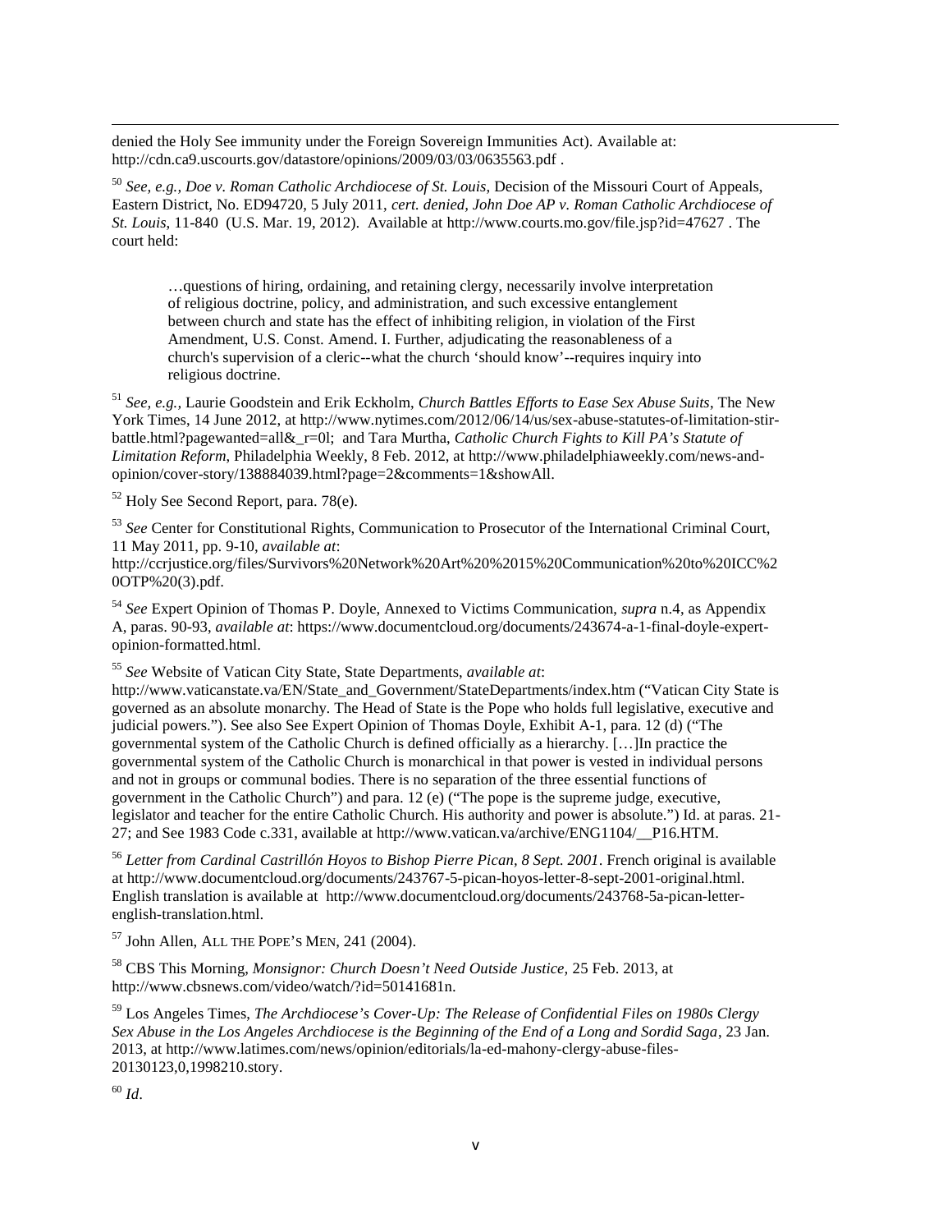denied the Holy See immunity under the Foreign Sovereign Immunities Act). Available at: http://cdn.ca9.uscourts.gov/datastore/opinions/2009/03/03/0635563.pdf .

[50] *See, e.g., Doe v. Roman Catholic Archdiocese of St. Louis*, Decision of the Missouri Court of Appeals, Eastern District, No. ED94720, 5 July 2011, *cert. denied, John Doe AP v. Roman Catholic Archdiocese of St. Louis*, 11-840 (U.S. Mar. 19, 2012). Available at http://www.courts.mo.gov/file.jsp?id=47627 . The court held:

> …questions of hiring, ordaining, and retaining clergy, necessarily involve interpretation of religious doctrine, policy, and administration, and such excessive entanglement between church and state has the effect of inhibiting religion, in violation of the First Amendment, U.S. Const. Amend. I. Further, adjudicating the reasonableness of a church's supervision of a cleric--what the church 'should know'--requires inquiry into religious doctrine.

[51] *See, e.g.,* Laurie Goodstein and Erik Eckholm, *Church Battles Efforts to Ease Sex Abuse Suits*, The New York Times, 14 June 2012, at http://www.nytimes.com/2012/06/14/us/sex-abuse-statutes-of-limitation-stir-battle.html?pagewanted=all&_r=0l; and Tara Murtha, *Catholic Church Fights to Kill PA's Statute of Limitation Reform*, Philadelphia Weekly, 8 Feb. 2012, at http://www.philadelphiaweekly.com/news-and-opinion/cover-story/138884039.html?page=2&comments=1&showAll.

[52] Holy See Second Report, para. 78(e).

[53] *See* Center for Constitutional Rights, Communication to Prosecutor of the International Criminal Court, 11 May 2011, pp. 9-10, *available at*: http://ccrjustice.org/files/Survivors%20Network%20Art%20%2015%20Communication%20to%20ICC%20OTP%20(3).pdf.

[54] *See* Expert Opinion of Thomas P. Doyle, Annexed to Victims Communication, *supra* n.4, as Appendix A, paras. 90-93, *available at*: https://www.documentcloud.org/documents/243674-a-1-final-doyle-expert-opinion-formatted.html.

[55] *See* Website of Vatican City State, State Departments, *available at*: http://www.vaticanstate.va/EN/State_and_Government/StateDepartments/index.htm ("Vatican City State is governed as an absolute monarchy. The Head of State is the Pope who holds full legislative, executive and judicial powers."). See also See Expert Opinion of Thomas Doyle, Exhibit A-1, para. 12 (d) ("The governmental system of the Catholic Church is defined officially as a hierarchy. […]In practice the governmental system of the Catholic Church is monarchical in that power is vested in individual persons and not in groups or communal bodies. There is no separation of the three essential functions of government in the Catholic Church") and para. 12 (e) ("The pope is the supreme judge, executive, legislator and teacher for the entire Catholic Church. His authority and power is absolute.") Id. at paras. 21-27; and See 1983 Code c.331, available at http://www.vatican.va/archive/ENG1104/__P16.HTM.

[56] *Letter from Cardinal Castrillón Hoyos to Bishop Pierre Pican, 8 Sept. 2001*. French original is available at http://www.documentcloud.org/documents/243767-5-pican-hoyos-letter-8-sept-2001-original.html. English translation is available at http://www.documentcloud.org/documents/243768-5a-pican-letter-english-translation.html.

[57] John Allen, ALL THE POPE'S MEN, 241 (2004).

[58] CBS This Morning, *Monsignor: Church Doesn't Need Outside Justice,* 25 Feb. 2013, at http://www.cbsnews.com/video/watch/?id=50141681n.

[59] Los Angeles Times, *The Archdiocese's Cover-Up: The Release of Confidential Files on 1980s Clergy Sex Abuse in the Los Angeles Archdiocese is the Beginning of the End of a Long and Sordid Saga*, 23 Jan. 2013, at http://www.latimes.com/news/opinion/editorials/la-ed-mahony-clergy-abuse-files-20130123,0,1998210.story.

[60] *Id*.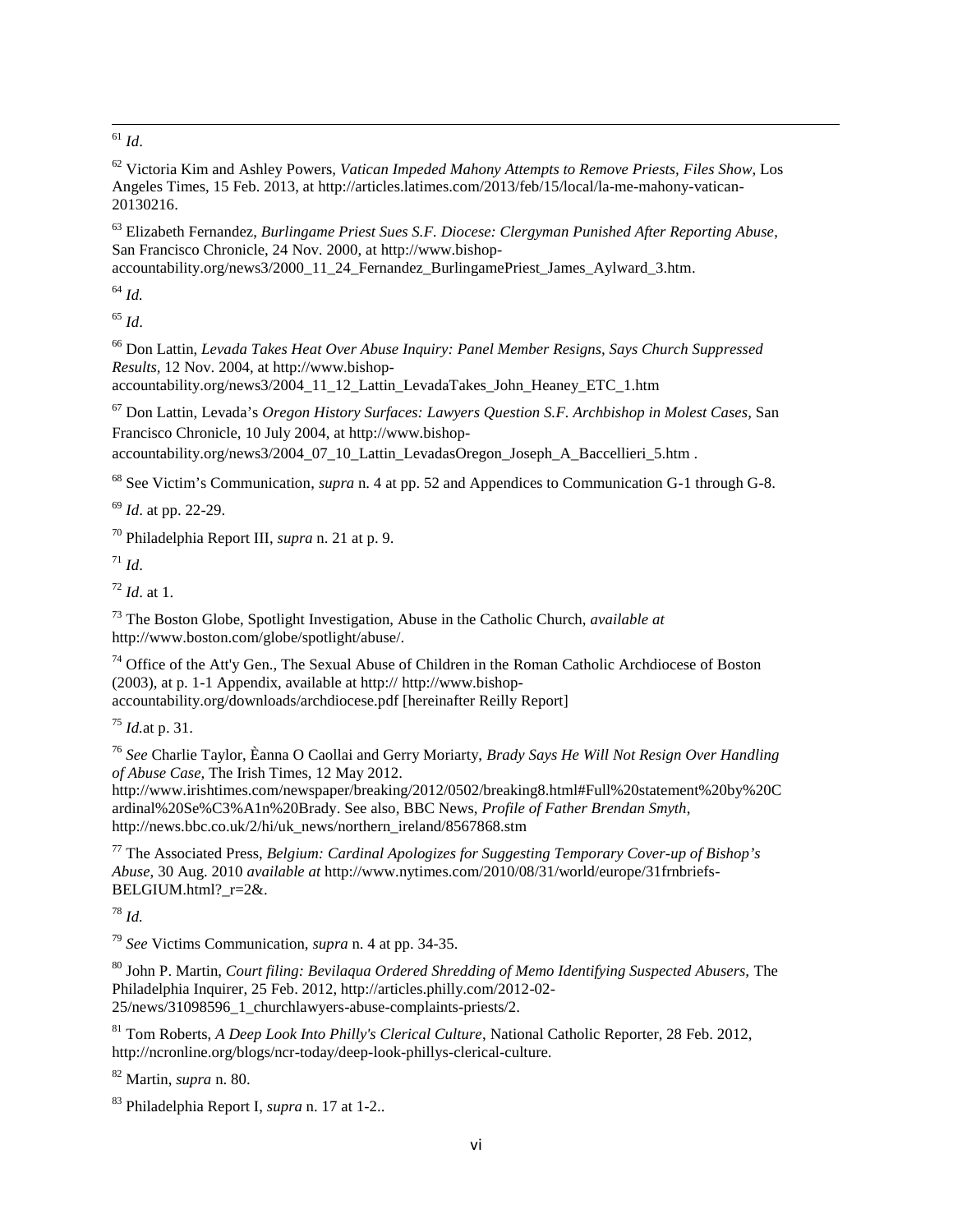[61] *Id*.

[62] Victoria Kim and Ashley Powers, *Vatican Impeded Mahony Attempts to Remove Priests, Files Show*, Los Angeles Times, 15 Feb. 2013, at http://articles.latimes.com/2013/feb/15/local/la-me-mahony-vatican-20130216.

[63] Elizabeth Fernandez, *Burlingame Priest Sues S.F. Diocese: Clergyman Punished After Reporting Abuse*, San Francisco Chronicle, 24 Nov. 2000, at http://www.bishop-accountability.org/news3/2000_11_24_Fernandez_BurlingamePriest_James_Aylward_3.htm.

[64] *Id.*

[65] *Id*.

[66] Don Lattin, *Levada Takes Heat Over Abuse Inquiry: Panel Member Resigns, Says Church Suppressed Results*, 12 Nov. 2004, at http://www.bishop-accountability.org/news3/2004_11_12_Lattin_LevadaTakes_John_Heaney_ETC_1.htm

[67] Don Lattin, Levada's *Oregon History Surfaces: Lawyers Question S.F. Archbishop in Molest Cases*, San Francisco Chronicle, 10 July 2004, at http://www.bishop-accountability.org/news3/2004_07_10_Lattin_LevadasOregon_Joseph_A_Baccellieri_5.htm .

[68] See Victim's Communication, *supra* n. 4 at pp. 52 and Appendices to Communication G-1 through G-8.

[69] *Id*. at pp. 22-29.

[70] Philadelphia Report III, *supra* n. 21 at p. 9.

[71] *Id*.

[72] *Id*. at 1.

[73] The Boston Globe, Spotlight Investigation, Abuse in the Catholic Church, *available at* http://www.boston.com/globe/spotlight/abuse/.

[74] Office of the Att'y Gen., The Sexual Abuse of Children in the Roman Catholic Archdiocese of Boston (2003), at p. 1-1 Appendix, available at http:// http://www.bishop-accountability.org/downloads/archdiocese.pdf [hereinafter Reilly Report]

[75] *Id*.at p. 31.

[76] *See* Charlie Taylor, Èanna O Caollai and Gerry Moriarty, *Brady Says He Will Not Resign Over Handling of Abuse Case*, The Irish Times, 12 May 2012. http://www.irishtimes.com/newspaper/breaking/2012/0502/breaking8.html#Full%20statement%20by%20Cardinal%20Se%C3%A1n%20Brady. See also, BBC News, *Profile of Father Brendan Smyth*, http://news.bbc.co.uk/2/hi/uk_news/northern_ireland/8567868.stm

[77] The Associated Press, *Belgium: Cardinal Apologizes for Suggesting Temporary Cover-up of Bishop's Abuse*, 30 Aug. 2010 *available at* http://www.nytimes.com/2010/08/31/world/europe/31frnbriefs-BELGIUM.html?_r=2&.

[78] *Id.*

[79] *See* Victims Communication, *supra* n. 4 at pp. 34-35.

[80] John P. Martin, *Court filing: Bevilaqua Ordered Shredding of Memo Identifying Suspected Abusers*, The Philadelphia Inquirer, 25 Feb. 2012, http://articles.philly.com/2012-02-25/news/31098596_1_churchlawyers-abuse-complaints-priests/2.

[81] Tom Roberts, *A Deep Look Into Philly's Clerical Culture*, National Catholic Reporter, 28 Feb. 2012, http://ncronline.org/blogs/ncr-today/deep-look-phillys-clerical-culture.

[82] Martin, *supra* n. 80.

[83] Philadelphia Report I, *supra* n. 17 at 1-2..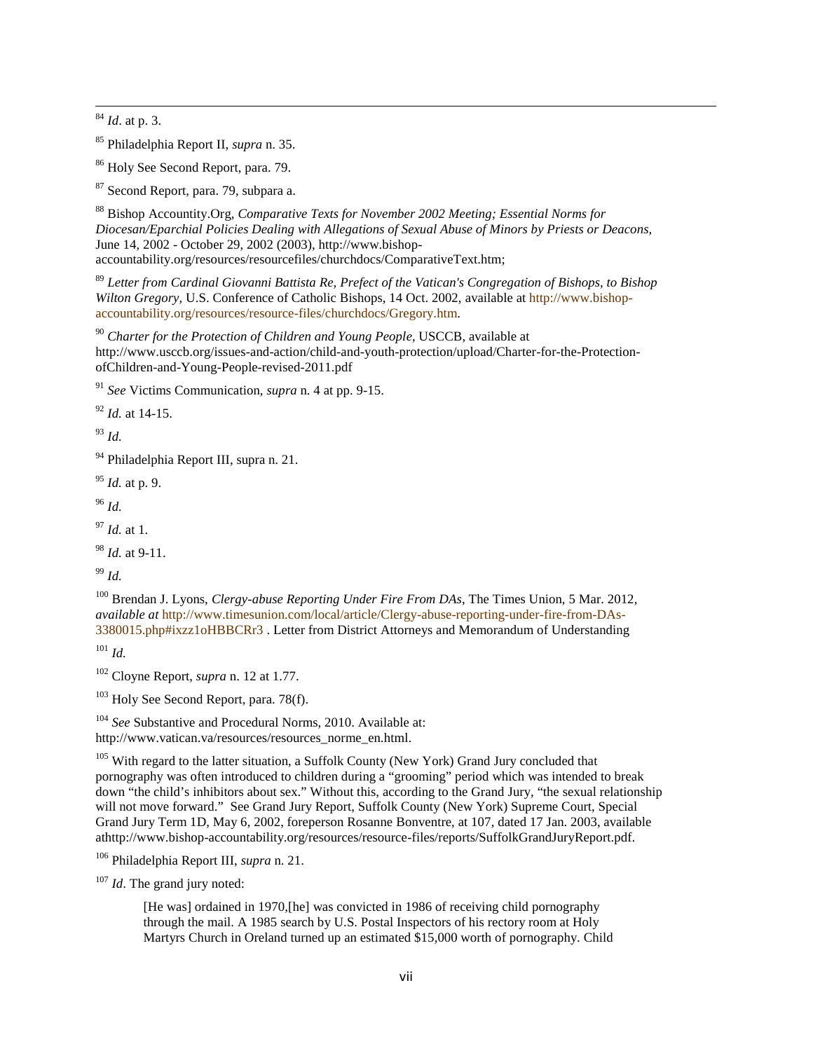[84] *Id*. at p. 3.

[85] Philadelphia Report II, *supra* n. 35.

[86] Holy See Second Report, para. 79.

[87] Second Report, para. 79, subpara a.

[88] Bishop Accountity.Org, *Comparative Texts for November 2002 Meeting; Essential Norms for Diocesan/Eparchial Policies Dealing with Allegations of Sexual Abuse of Minors by Priests or Deacons*, June 14, 2002 - October 29, 2002 (2003), http://www.bishop-accountability.org/resources/resourcefiles/churchdocs/ComparativeText.htm;

[89] *Letter from Cardinal Giovanni Battista Re, Prefect of the Vatican's Congregation of Bishops, to Bishop Wilton Gregory*, U.S. Conference of Catholic Bishops, 14 Oct. 2002, available at http://www.bishop-accountability.org/resources/resource-files/churchdocs/Gregory.htm.

[90] *Charter for the Protection of Children and Young People*, USCCB, available at http://www.usccb.org/issues-and-action/child-and-youth-protection/upload/Charter-for-the-Protection-ofChildren-and-Young-People-revised-2011.pdf

[91] *See* Victims Communication, *supra* n. 4 at pp. 9-15.

[92] *Id.* at 14-15.

[93] *Id.*

[94] Philadelphia Report III, supra n. 21.

[95] *Id.* at p. 9.

[96] *Id.*

[97] *Id.* at 1.

[98] *Id.* at 9-11.

[99] *Id.*

[100] Brendan J. Lyons, *Clergy-abuse Reporting Under Fire From DAs*, The Times Union, 5 Mar. 2012, *available at* http://www.timesunion.com/local/article/Clergy-abuse-reporting-under-fire-from-DAs-3380015.php#ixzz1oHBBCRr3 . Letter from District Attorneys and Memorandum of Understanding

[101] *Id.*

[102] Cloyne Report, *supra* n. 12 at 1.77.

[103] Holy See Second Report, para. 78(f).

[104] *See* Substantive and Procedural Norms, 2010. Available at: http://www.vatican.va/resources/resources_norme_en.html.

[105] With regard to the latter situation, a Suffolk County (New York) Grand Jury concluded that pornography was often introduced to children during a "grooming" period which was intended to break down "the child's inhibitors about sex." Without this, according to the Grand Jury, "the sexual relationship will not move forward." See Grand Jury Report, Suffolk County (New York) Supreme Court, Special Grand Jury Term 1D, May 6, 2002, foreperson Rosanne Bonventre, at 107, dated 17 Jan. 2003, available athttp://www.bishop-accountability.org/resources/resource-files/reports/SuffolkGrandJuryReport.pdf.

[106] Philadelphia Report III, *supra* n. 21.

[107] *Id*. The grand jury noted:

> [He was] ordained in 1970,[he] was convicted in 1986 of receiving child pornography through the mail. A 1985 search by U.S. Postal Inspectors of his rectory room at Holy Martyrs Church in Oreland turned up an estimated $15,000 worth of pornography. Child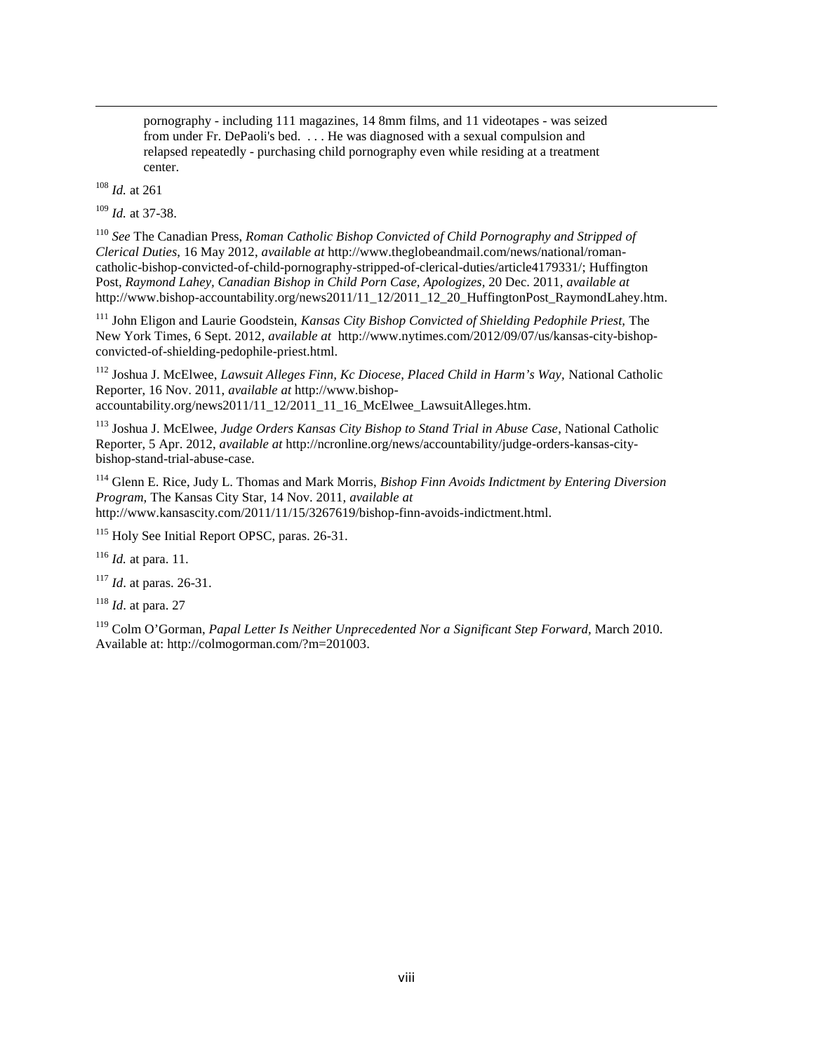> pornography - including 111 magazines, 14 8mm films, and 11 videotapes - was seized from under Fr. DePaoli's bed. . . . He was diagnosed with a sexual compulsion and relapsed repeatedly - purchasing child pornography even while residing at a treatment center.

[108] *Id.* at 261

[109] *Id.* at 37-38.

[110] *See* The Canadian Press, *Roman Catholic Bishop Convicted of Child Pornography and Stripped of Clerical Duties*, 16 May 2012, *available at* http://www.theglobeandmail.com/news/national/roman-catholic-bishop-convicted-of-child-pornography-stripped-of-clerical-duties/article4179331/; Huffington Post, *Raymond Lahey, Canadian Bishop in Child Porn Case, Apologizes,* 20 Dec. 2011, *available at* http://www.bishop-accountability.org/news2011/11_12/2011_12_20_HuffingtonPost_RaymondLahey.htm.

[111] John Eligon and Laurie Goodstein, *Kansas City Bishop Convicted of Shielding Pedophile Priest,* The New York Times, 6 Sept. 2012, *available at* http://www.nytimes.com/2012/09/07/us/kansas-city-bishop-convicted-of-shielding-pedophile-priest.html.

[112] Joshua J. McElwee, *Lawsuit Alleges Finn, Kc Diocese, Placed Child in Harm's Way,* National Catholic Reporter, 16 Nov. 2011, *available at* http://www.bishop-accountability.org/news2011/11_12/2011_11_16_McElwee_LawsuitAlleges.htm.

[113] Joshua J. McElwee, *Judge Orders Kansas City Bishop to Stand Trial in Abuse Case*, National Catholic Reporter, 5 Apr. 2012, *available at* http://ncronline.org/news/accountability/judge-orders-kansas-city-bishop-stand-trial-abuse-case.

[114] Glenn E. Rice, Judy L. Thomas and Mark Morris, *Bishop Finn Avoids Indictment by Entering Diversion Program,* The Kansas City Star, 14 Nov. 2011, *available at* http://www.kansascity.com/2011/11/15/3267619/bishop-finn-avoids-indictment.html.

[115] Holy See Initial Report OPSC, paras. 26-31.

[116] *Id.* at para. 11.

[117] *Id*. at paras. 26-31.

[118] *Id*. at para. 27

[119] Colm O'Gorman, *Papal Letter Is Neither Unprecedented Nor a Significant Step Forward*, March 2010. Available at: http://colmogorman.com/?m=201003.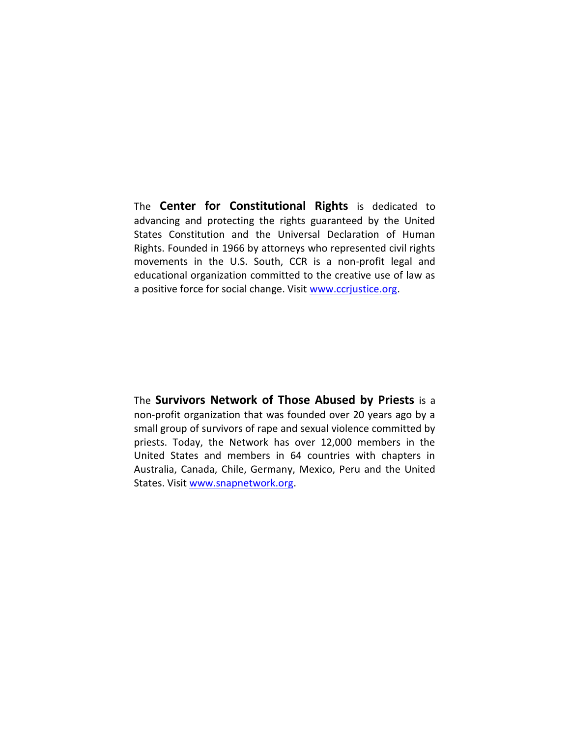The **Center for Constitutional Rights** is dedicated to advancing and protecting the rights guaranteed by the United States Constitution and the Universal Declaration of Human Rights. Founded in 1966 by attorneys who represented civil rights movements in the U.S. South, CCR is a non-profit legal and educational organization committed to the creative use of law as a positive force for social change. Visit www.ccrjustice.org.

The **Survivors Network of Those Abused by Priests** is a non-profit organization that was founded over 20 years ago by a small group of survivors of rape and sexual violence committed by priests. Today, the Network has over 12,000 members in the United States and members in 64 countries with chapters in Australia, Canada, Chile, Germany, Mexico, Peru and the United States. Visit www.snapnetwork.org.